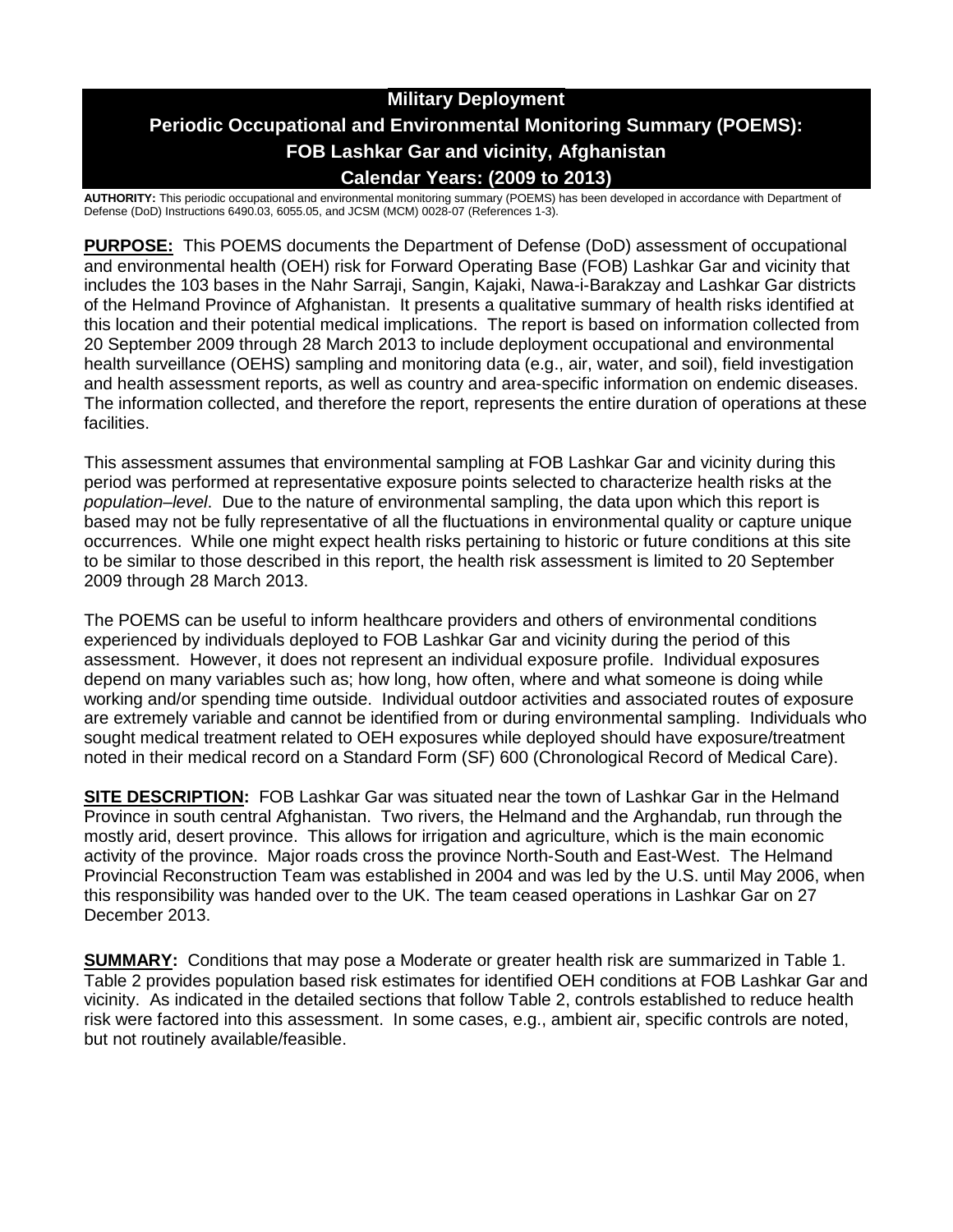# Military Deployment

# Periodic Occupational and Environmental Monitoring Summary (POEMS): FOB Lashkar Gar and vicinity, Afghanistan

# Calendar Years: (2009 to 2013)

**AUTHORITY:** This periodic occupational and environmental monitoring summary (POEMS) has been developed in accordance with Department of Defense (DoD) Instructions 6490.03, 6055.05, and JCSM (MCM) 0028-07 (References 1-3).

**PURPOSE:** This POEMS documents the Department of Defense (DoD) assessment of occupational and environmental health (OEH) risk for Forward Operating Base (FOB) Lashkar Gar and vicinity that includes the 103 bases in the Nahr Sarraji, Sangin, Kajaki, Nawa-i-Barakzay and Lashkar Gar districts of the Helmand Province of Afghanistan. It presents a qualitative summary of health risks identified at this location and their potential medical implications. The report is based on information collected from 20 September 2009 through 28 March 2013 to include deployment occupational and environmental health surveillance (OEHS) sampling and monitoring data (e.g., air, water, and soil), field investigation and health assessment reports, as well as country and area-specific information on endemic diseases. The information collected, and therefore the report, represents the entire duration of operations at these facilities.

This assessment assumes that environmental sampling at FOB Lashkar Gar and vicinity during this period was performed at representative exposure points selected to characterize health risks at the *population–level*. Due to the nature of environmental sampling, the data upon which this report is based may not be fully representative of all the fluctuations in environmental quality or capture unique occurrences. While one might expect health risks pertaining to historic or future conditions at this site to be similar to those described in this report, the health risk assessment is limited to 20 September 2009 through 28 March 2013.

The POEMS can be useful to inform healthcare providers and others of environmental conditions experienced by individuals deployed to FOB Lashkar Gar and vicinity during the period of this assessment. However, it does not represent an individual exposure profile. Individual exposures depend on many variables such as; how long, how often, where and what someone is doing while working and/or spending time outside. Individual outdoor activities and associated routes of exposure are extremely variable and cannot be identified from or during environmental sampling. Individuals who sought medical treatment related to OEH exposures while deployed should have exposure/treatment noted in their medical record on a Standard Form (SF) 600 (Chronological Record of Medical Care).

**SITE DESCRIPTION:** FOB Lashkar Gar was situated near the town of Lashkar Gar in the Helmand Province in south central Afghanistan. Two rivers, the Helmand and the Arghandab, run through the mostly arid, desert province. This allows for irrigation and agriculture, which is the main economic activity of the province. Major roads cross the province North-South and East-West. The Helmand Provincial Reconstruction Team was established in 2004 and was led by the U.S. until May 2006, when this responsibility was handed over to the UK. The team ceased operations in Lashkar Gar on 27 December 2013.

**SUMMARY:** Conditions that may pose a Moderate or greater health risk are summarized in Table 1. Table 2 provides population based risk estimates for identified OEH conditions at FOB Lashkar Gar and vicinity. As indicated in the detailed sections that follow Table 2, controls established to reduce health risk were factored into this assessment. In some cases, e.g., ambient air, specific controls are noted, but not routinely available/feasible.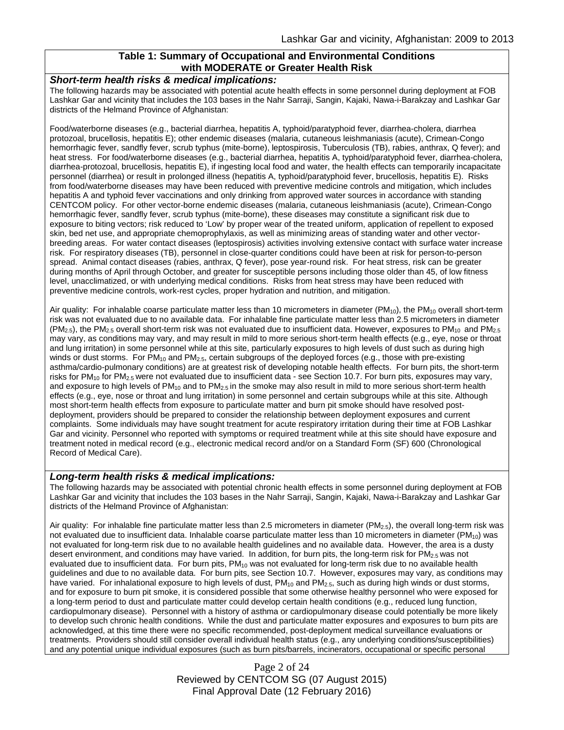**Table 1: Summary of Occupational and Environmental Conditions with MODERATE or Greater Health Risk**

***Short-term health risks & medical implications:***

The following hazards may be associated with potential acute health effects in some personnel during deployment at FOB Lashkar Gar and vicinity that includes the 103 bases in the Nahr Sarraji, Sangin, Kajaki, Nawa-i-Barakzay and Lashkar Gar districts of the Helmand Province of Afghanistan:

Food/waterborne diseases (e.g., bacterial diarrhea, hepatitis A, typhoid/paratyphoid fever, diarrhea-cholera, diarrhea protozoal, brucellosis, hepatitis E); other endemic diseases (malaria, cutaneous leishmaniasis (acute), Crimean-Congo hemorrhagic fever, sandfly fever, scrub typhus (mite-borne), leptospirosis, Tuberculosis (TB), rabies, anthrax, Q fever); and heat stress. For food/waterborne diseases (e.g., bacterial diarrhea, hepatitis A, typhoid/paratyphoid fever, diarrhea-cholera, diarrhea-protozoal, brucellosis, hepatitis E), if ingesting local food and water, the health effects can temporarily incapacitate personnel (diarrhea) or result in prolonged illness (hepatitis A, typhoid/paratyphoid fever, brucellosis, hepatitis E). Risks from food/waterborne diseases may have been reduced with preventive medicine controls and mitigation, which includes hepatitis A and typhoid fever vaccinations and only drinking from approved water sources in accordance with standing CENTCOM policy. For other vector-borne endemic diseases (malaria, cutaneous leishmaniasis (acute), Crimean-Congo hemorrhagic fever, sandfly fever, scrub typhus (mite-borne), these diseases may constitute a significant risk due to exposure to biting vectors; risk reduced to 'Low' by proper wear of the treated uniform, application of repellent to exposed skin, bed net use, and appropriate chemoprophylaxis, as well as minimizing areas of standing water and other vector-breeding areas. For water contact diseases (leptospirosis) activities involving extensive contact with surface water increase risk. For respiratory diseases (TB), personnel in close-quarter conditions could have been at risk for person-to-person spread. Animal contact diseases (rabies, anthrax, Q fever), pose year-round risk. For heat stress, risk can be greater during months of April through October, and greater for susceptible persons including those older than 45, of low fitness level, unacclimatized, or with underlying medical conditions. Risks from heat stress may have been reduced with preventive medicine controls, work-rest cycles, proper hydration and nutrition, and mitigation.

Air quality: For inhalable coarse particulate matter less than 10 micrometers in diameter ($PM_{10}$), the $PM_{10}$ overall short-term risk was not evaluated due to no available data. For inhalable fine particulate matter less than 2.5 micrometers in diameter ($PM_{2.5}$), the $PM_{2.5}$ overall short-term risk was not evaluated due to insufficient data. However, exposures to $PM_{10}$ and $PM_{2.5}$ may vary, as conditions may vary, and may result in mild to more serious short-term health effects (e.g., eye, nose or throat and lung irritation) in some personnel while at this site, particularly exposures to high levels of dust such as during high winds or dust storms. For $PM_{10}$ and $PM_{2.5}$, certain subgroups of the deployed forces (e.g., those with pre-existing asthma/cardio-pulmonary conditions) are at greatest risk of developing notable health effects. For burn pits, the short-term risks for $PM_{10}$ for $PM_{2.5}$ were not evaluated due to insufficient data - see Section 10.7. For burn pits, exposures may vary, and exposure to high levels of $PM_{10}$ and to $PM_{2.5}$ in the smoke may also result in mild to more serious short-term health effects (e.g., eye, nose or throat and lung irritation) in some personnel and certain subgroups while at this site. Although most short-term health effects from exposure to particulate matter and burn pit smoke should have resolved post-deployment, providers should be prepared to consider the relationship between deployment exposures and current complaints. Some individuals may have sought treatment for acute respiratory irritation during their time at FOB Lashkar Gar and vicinity. Personnel who reported with symptoms or required treatment while at this site should have exposure and treatment noted in medical record (e.g., electronic medical record and/or on a Standard Form (SF) 600 (Chronological Record of Medical Care).

***Long-term health risks & medical implications:***

The following hazards may be associated with potential chronic health effects in some personnel during deployment at FOB Lashkar Gar and vicinity that includes the 103 bases in the Nahr Sarraji, Sangin, Kajaki, Nawa-i-Barakzay and Lashkar Gar districts of the Helmand Province of Afghanistan:

Air quality: For inhalable fine particulate matter less than 2.5 micrometers in diameter ($PM_{2.5}$), the overall long-term risk was not evaluated due to insufficient data. Inhalable coarse particulate matter less than 10 micrometers in diameter ($PM_{10}$) was not evaluated for long-term risk due to no available health guidelines and no available data. However, the area is a dusty desert environment, and conditions may have varied. In addition, for burn pits, the long-term risk for $PM_{2.5}$ was not evaluated due to insufficient data. For burn pits, $PM_{10}$ was not evaluated for long-term risk due to no available health guidelines and due to no available data. For burn pits, see Section 10.7. However, exposures may vary, as conditions may have varied. For inhalational exposure to high levels of dust, $PM_{10}$ and $PM_{2.5}$, such as during high winds or dust storms, and for exposure to burn pit smoke, it is considered possible that some otherwise healthy personnel who were exposed for a long-term period to dust and particulate matter could develop certain health conditions (e.g., reduced lung function, cardiopulmonary disease). Personnel with a history of asthma or cardiopulmonary disease could potentially be more likely to develop such chronic health conditions. While the dust and particulate matter exposures and exposures to burn pits are acknowledged, at this time there were no specific recommended, post-deployment medical surveillance evaluations or treatments. Providers should still consider overall individual health status (e.g., any underlying conditions/susceptibilities) and any potential unique individual exposures (such as burn pits/barrels, incinerators, occupational or specific personal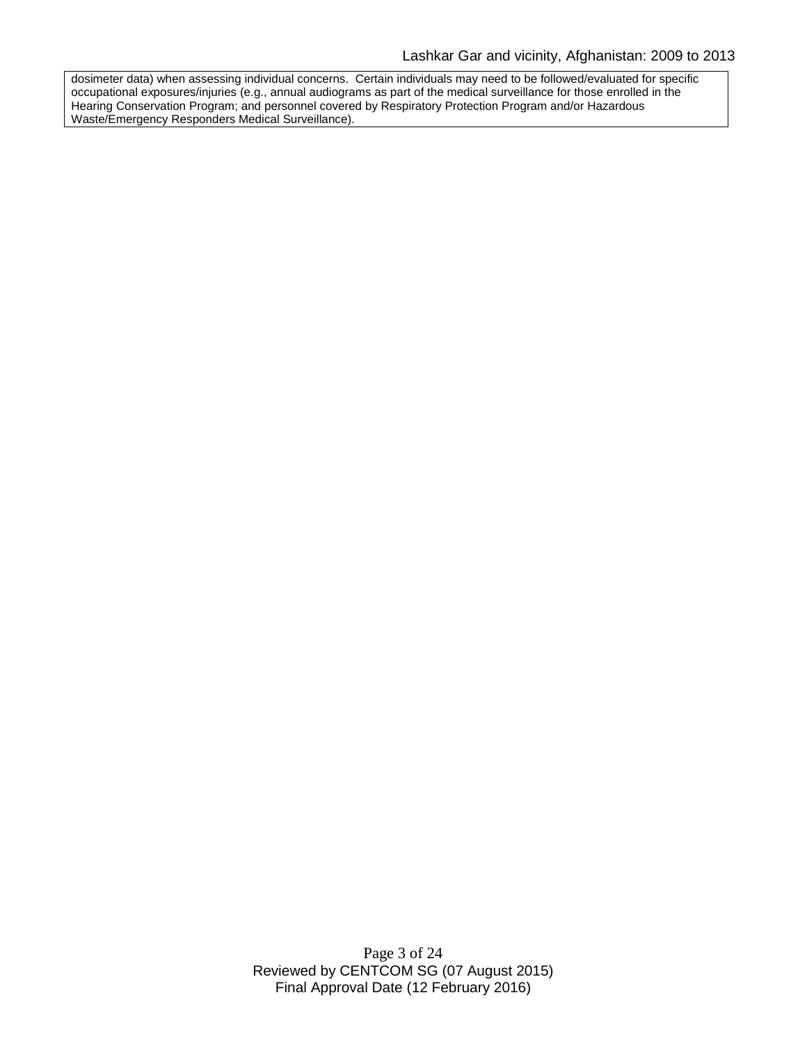dosimeter data) when assessing individual concerns. Certain individuals may need to be followed/evaluated for specific occupational exposures/injuries (e.g., annual audiograms as part of the medical surveillance for those enrolled in the Hearing Conservation Program; and personnel covered by Respiratory Protection Program and/or Hazardous Waste/Emergency Responders Medical Surveillance).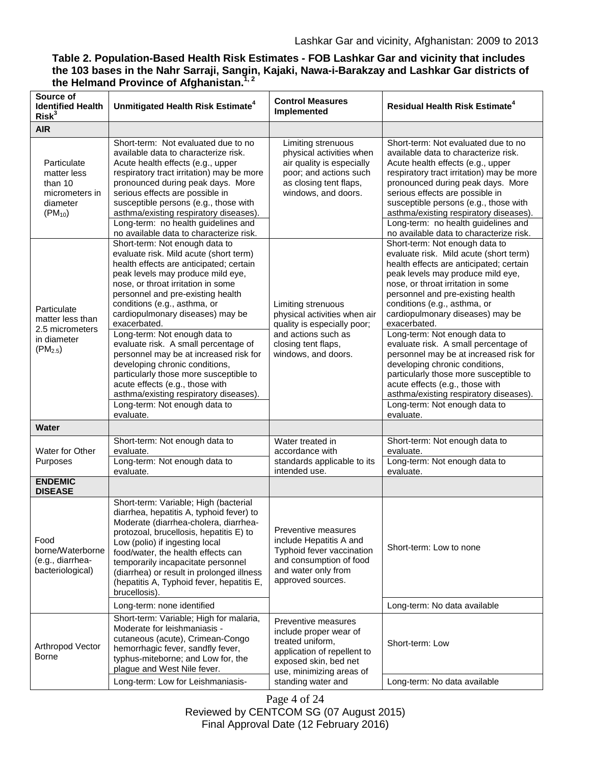**Table 2. Population-Based Health Risk Estimates - FOB Lashkar Gar and vicinity that includes the 103 bases in the Nahr Sarraji, Sangin, Kajaki, Nawa-i-Barakzay and Lashkar Gar districts of the Helmand Province of Afghanistan.[1, 2]**

| Source of Identified Health Risk[3] | Unmitigated Health Risk Estimate[4] | Control Measures Implemented | Residual Health Risk Estimate[4] |
|---|---|---|---|
| **AIR** | | | |
| Particulate matter less than 10 micrometers in diameter ($PM_{10}$) | Short-term: Not evaluated due to no available data to characterize risk. Acute health effects (e.g., upper respiratory tract irritation) may be more pronounced during peak days. More serious effects are possible in susceptible persons (e.g., those with asthma/existing respiratory diseases). | Limiting strenuous physical activities when air quality is especially poor; and actions such as closing tent flaps, windows, and doors. | Short-term: Not evaluated due to no available data to characterize risk. Acute health effects (e.g., upper respiratory tract irritation) may be more pronounced during peak days. More serious effects are possible in susceptible persons (e.g., those with asthma/existing respiratory diseases). |
| | Long-term: no health guidelines and no available data to characterize risk. | | Long-term: no health guidelines and no available data to characterize risk. |
| Particulate matter less than 2.5 micrometers in diameter ($PM_{2.5}$) | Short-term: Not enough data to evaluate risk. Mild acute (short term) health effects are anticipated; certain peak levels may produce mild eye, nose, or throat irritation in some personnel and pre-existing health conditions (e.g., asthma, or cardiopulmonary diseases) may be exacerbated. | Limiting strenuous physical activities when air quality is especially poor; and actions such as closing tent flaps, windows, and doors. | Short-term: Not enough data to evaluate risk. Mild acute (short term) health effects are anticipated; certain peak levels may produce mild eye, nose, or throat irritation in some personnel and pre-existing health conditions (e.g., asthma, or cardiopulmonary diseases) may be exacerbated. |
| | Long-term: Not enough data to evaluate risk. A small percentage of personnel may be at increased risk for developing chronic conditions, particularly those more susceptible to acute effects (e.g., those with asthma/existing respiratory diseases). | | Long-term: Not enough data to evaluate risk. A small percentage of personnel may be at increased risk for developing chronic conditions, particularly those more susceptible to acute effects (e.g., those with asthma/existing respiratory diseases). |
| | Long-term: Not enough data to evaluate. | | Long-term: Not enough data to evaluate. |
| **Water** | | | |
| Water for Other Purposes | Short-term: Not enough data to evaluate. | Water treated in accordance with standards applicable to its intended use. | Short-term: Not enough data to evaluate. |
| | Long-term: Not enough data to evaluate. | | Long-term: Not enough data to evaluate. |
| **ENDEMIC DISEASE** | | | |
| Food borne/Waterborne (e.g., diarrhea-bacteriological) | Short-term: Variable; High (bacterial diarrhea, hepatitis A, typhoid fever) to Moderate (diarrhea-cholera, diarrhea-protozoal, brucellosis, hepatitis E) to Low (polio) if ingesting local food/water, the health effects can temporarily incapacitate personnel (diarrhea) or result in prolonged illness (hepatitis A, Typhoid fever, hepatitis E, brucellosis). | Preventive measures include Hepatitis A and Typhoid fever vaccination and consumption of food and water only from approved sources. | Short-term: Low to none |
| | Long-term: none identified | | Long-term: No data available |
| Arthropod Vector Borne | Short-term: Variable; High for malaria, Moderate for leishmaniasis - cutaneous (acute), Crimean-Congo hemorrhagic fever, sandfly fever, typhus-miteborne; and Low for, the plague and West Nile fever. | Preventive measures include proper wear of treated uniform, application of repellent to exposed skin, bed net use, minimizing areas of standing water and | Short-term: Low |
| | Long-term: Low for Leishmaniasis- | | Long-term: No data available |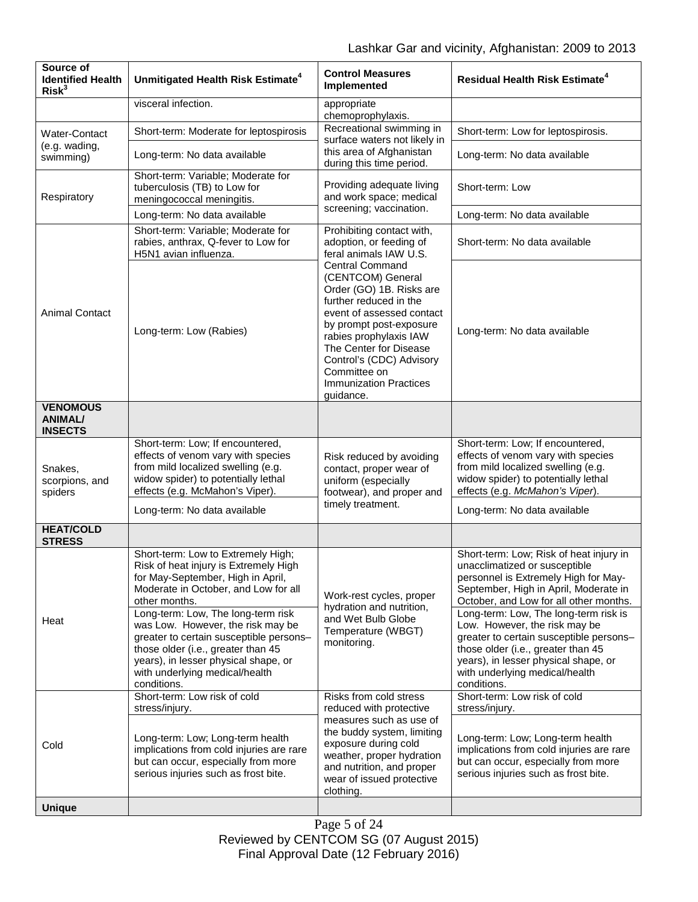| Source of Identified Health Risk[3] | Unmitigated Health Risk Estimate[4] | Control Measures Implemented | Residual Health Risk Estimate[4] |
|---|---|---|---|
| | visceral infection. | appropriate chemoprophylaxis. | |
| Water-Contact (e.g. wading, swimming) | Short-term: Moderate for leptospirosis | Recreational swimming in surface waters not likely in this area of Afghanistan during this time period. | Short-term: Low for leptospirosis. |
| | Long-term: No data available | | Long-term: No data available |
| Respiratory | Short-term: Variable; Moderate for tuberculosis (TB) to Low for meningococcal meningitis. | Providing adequate living and work space; medical screening; vaccination. | Short-term: Low |
| | Long-term: No data available | | Long-term: No data available |
| Animal Contact | Short-term: Variable; Moderate for rabies, anthrax, Q-fever to Low for H5N1 avian influenza. | Prohibiting contact with, adoption, or feeding of feral animals IAW U.S. Central Command (CENTCOM) General Order (GO) 1B. Risks are further reduced in the event of assessed contact by prompt post-exposure rabies prophylaxis IAW The Center for Disease Control's (CDC) Advisory Committee on Immunization Practices guidance. | Short-term: No data available |
| | Long-term: Low (Rabies) | | Long-term: No data available |
| **VENOMOUS ANIMAL/ INSECTS** | | | |
| Snakes, scorpions, and spiders | Short-term: Low; If encountered, effects of venom vary with species from mild localized swelling (e.g. widow spider) to potentially lethal effects (e.g. McMahon's Viper). | Risk reduced by avoiding contact, proper wear of uniform (especially footwear), and proper and timely treatment. | Short-term: Low; If encountered, effects of venom vary with species from mild localized swelling (e.g. widow spider) to potentially lethal effects (e.g. *McMahon's Viper*). |
| | Long-term: No data available | | Long-term: No data available |
| **HEAT/COLD STRESS** | | | |
| Heat | Short-term: Low to Extremely High; Risk of heat injury is Extremely High for May-September, High in April, Moderate in October, and Low for all other months. | Work-rest cycles, proper hydration and nutrition, and Wet Bulb Globe Temperature (WBGT) monitoring. | Short-term: Low; Risk of heat injury in unacclimatized or susceptible personnel is Extremely High for May-September, High in April, Moderate in October, and Low for all other months. |
| | Long-term: Low, The long-term risk was Low. However, the risk may be greater to certain susceptible persons– those older (i.e., greater than 45 years), in lesser physical shape, or with underlying medical/health conditions. | | Long-term: Low, The long-term risk is Low. However, the risk may be greater to certain susceptible persons– those older (i.e., greater than 45 years), in lesser physical shape, or with underlying medical/health conditions. |
| Cold | Short-term: Low risk of cold stress/injury. | Risks from cold stress reduced with protective measures such as use of the buddy system, limiting exposure during cold weather, proper hydration and nutrition, and proper wear of issued protective clothing. | Short-term: Low risk of cold stress/injury. |
| | Long-term: Low; Long-term health implications from cold injuries are rare but can occur, especially from more serious injuries such as frost bite. | | Long-term: Low; Long-term health implications from cold injuries are rare but can occur, especially from more serious injuries such as frost bite. |
| **Unique** | | | |

Reviewed by CENTCOM SG (07 August 2015)
Final Approval Date (12 February 2016)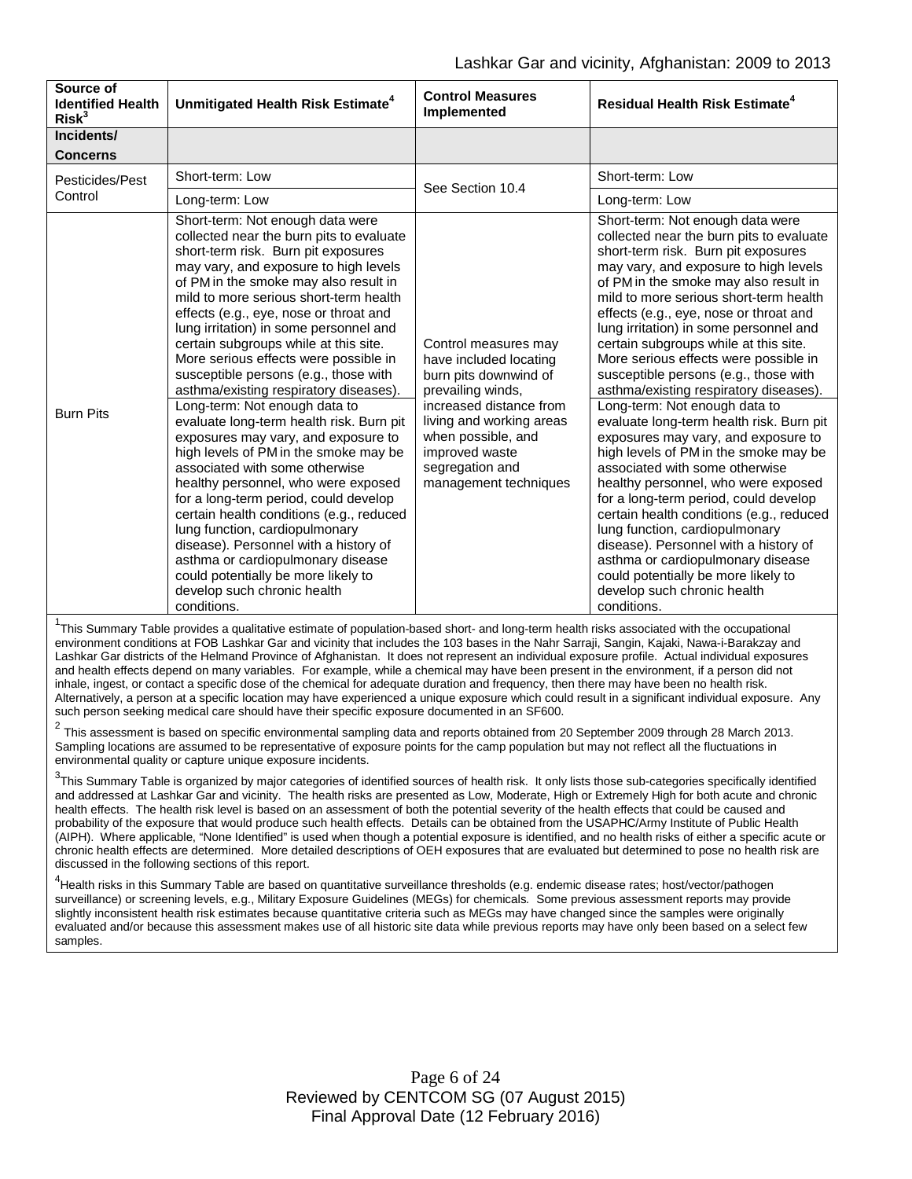| Source of Identified Health Risk[3] | Unmitigated Health Risk Estimate[4] | Control Measures Implemented | Residual Health Risk Estimate[4] |
|---|---|---|---|
| **Incidents/ Concerns** | | | |
| Pesticides/Pest Control | Short-term: Low | See Section 10.4 | Short-term: Low |
| | Long-term: Low | | Long-term: Low |
| Burn Pits | Short-term: Not enough data were collected near the burn pits to evaluate short-term risk. Burn pit exposures may vary, and exposure to high levels of PM in the smoke may also result in mild to more serious short-term health effects (e.g., eye, nose or throat and lung irritation) in some personnel and certain subgroups while at this site. More serious effects were possible in susceptible persons (e.g., those with asthma/existing respiratory diseases). | Control measures may have included locating burn pits downwind of prevailing winds, increased distance from living and working areas when possible, and improved waste segregation and management techniques | Short-term: Not enough data were collected near the burn pits to evaluate short-term risk. Burn pit exposures may vary, and exposure to high levels of PM in the smoke may also result in mild to more serious short-term health effects (e.g., eye, nose or throat and lung irritation) in some personnel and certain subgroups while at this site. More serious effects were possible in susceptible persons (e.g., those with asthma/existing respiratory diseases). |
| | Long-term: Not enough data to evaluate long-term health risk. Burn pit exposures may vary, and exposure to high levels of PM in the smoke may be associated with some otherwise healthy personnel, who were exposed for a long-term period, could develop certain health conditions (e.g., reduced lung function, cardiopulmonary disease). Personnel with a history of asthma or cardiopulmonary disease could potentially be more likely to develop such chronic health conditions. | | Long-term: Not enough data to evaluate long-term health risk. Burn pit exposures may vary, and exposure to high levels of PM in the smoke may be associated with some otherwise healthy personnel, who were exposed for a long-term period, could develop certain health conditions (e.g., reduced lung function, cardiopulmonary disease). Personnel with a history of asthma or cardiopulmonary disease could potentially be more likely to develop such chronic health conditions. |

[1]This Summary Table provides a qualitative estimate of population-based short- and long-term health risks associated with the occupational environment conditions at FOB Lashkar Gar and vicinity that includes the 103 bases in the Nahr Sarraji, Sangin, Kajaki, Nawa-i-Barakzay and Lashkar Gar districts of the Helmand Province of Afghanistan. It does not represent an individual exposure profile. Actual individual exposures and health effects depend on many variables. For example, while a chemical may have been present in the environment, if a person did not inhale, ingest, or contact a specific dose of the chemical for adequate duration and frequency, then there may have been no health risk. Alternatively, a person at a specific location may have experienced a unique exposure which could result in a significant individual exposure. Any such person seeking medical care should have their specific exposure documented in an SF600.

[2] This assessment is based on specific environmental sampling data and reports obtained from 20 September 2009 through 28 March 2013. Sampling locations are assumed to be representative of exposure points for the camp population but may not reflect all the fluctuations in environmental quality or capture unique exposure incidents.

[3]This Summary Table is organized by major categories of identified sources of health risk. It only lists those sub-categories specifically identified and addressed at Lashkar Gar and vicinity. The health risks are presented as Low, Moderate, High or Extremely High for both acute and chronic health effects. The health risk level is based on an assessment of both the potential severity of the health effects that could be caused and probability of the exposure that would produce such health effects. Details can be obtained from the USAPHC/Army Institute of Public Health (AIPH). Where applicable, "None Identified" is used when though a potential exposure is identified, and no health risks of either a specific acute or chronic health effects are determined. More detailed descriptions of OEH exposures that are evaluated but determined to pose no health risk are discussed in the following sections of this report.

[4]Health risks in this Summary Table are based on quantitative surveillance thresholds (e.g. endemic disease rates; host/vector/pathogen surveillance) or screening levels, e.g., Military Exposure Guidelines (MEGs) for chemicals. Some previous assessment reports may provide slightly inconsistent health risk estimates because quantitative criteria such as MEGs may have changed since the samples were originally evaluated and/or because this assessment makes use of all historic site data while previous reports may have only been based on a select few samples.

Reviewed by CENTCOM SG (07 August 2015)
Final Approval Date (12 February 2016)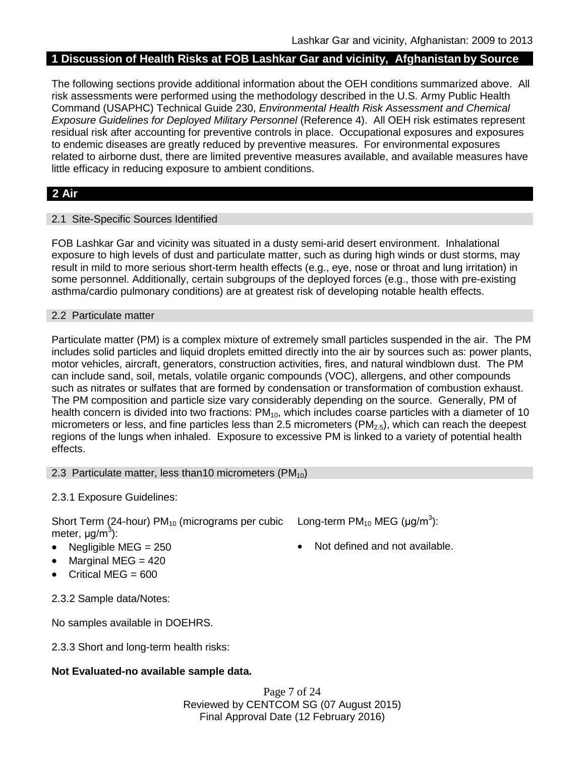## 1 Discussion of Health Risks at FOB Lashkar Gar and vicinity, Afghanistan by Source

The following sections provide additional information about the OEH conditions summarized above. All risk assessments were performed using the methodology described in the U.S. Army Public Health Command (USAPHC) Technical Guide 230, *Environmental Health Risk Assessment and Chemical Exposure Guidelines for Deployed Military Personnel* (Reference 4). All OEH risk estimates represent residual risk after accounting for preventive controls in place. Occupational exposures and exposures to endemic diseases are greatly reduced by preventive measures. For environmental exposures related to airborne dust, there are limited preventive measures available, and available measures have little efficacy in reducing exposure to ambient conditions.

## 2 Air

### 2.1 Site-Specific Sources Identified

FOB Lashkar Gar and vicinity was situated in a dusty semi-arid desert environment. Inhalational exposure to high levels of dust and particulate matter, such as during high winds or dust storms, may result in mild to more serious short-term health effects (e.g., eye, nose or throat and lung irritation) in some personnel. Additionally, certain subgroups of the deployed forces (e.g., those with pre-existing asthma/cardio pulmonary conditions) are at greatest risk of developing notable health effects.

### 2.2 Particulate matter

Particulate matter (PM) is a complex mixture of extremely small particles suspended in the air. The PM includes solid particles and liquid droplets emitted directly into the air by sources such as: power plants, motor vehicles, aircraft, generators, construction activities, fires, and natural windblown dust. The PM can include sand, soil, metals, volatile organic compounds (VOC), allergens, and other compounds such as nitrates or sulfates that are formed by condensation or transformation of combustion exhaust. The PM composition and particle size vary considerably depending on the source. Generally, PM of health concern is divided into two fractions: $PM_{10}$, which includes coarse particles with a diameter of 10 micrometers or less, and fine particles less than 2.5 micrometers ($PM_{2.5}$), which can reach the deepest regions of the lungs when inhaled. Exposure to excessive PM is linked to a variety of potential health effects.

### 2.3 Particulate matter, less than10 micrometers ($PM_{10}$)

2.3.1 Exposure Guidelines:

Short Term (24-hour) $PM_{10}$ (micrograms per cubic meter, $\mu g/m^3$):

- Negligible MEG = 250
- Marginal MEG = 420
- Critical MEG = 600

Long-term $PM_{10}$ MEG ($\mu g/m^3$):

- Not defined and not available.

2.3.2 Sample data/Notes:

No samples available in DOEHRS.

2.3.3 Short and long-term health risks:

**Not Evaluated-no available sample data.**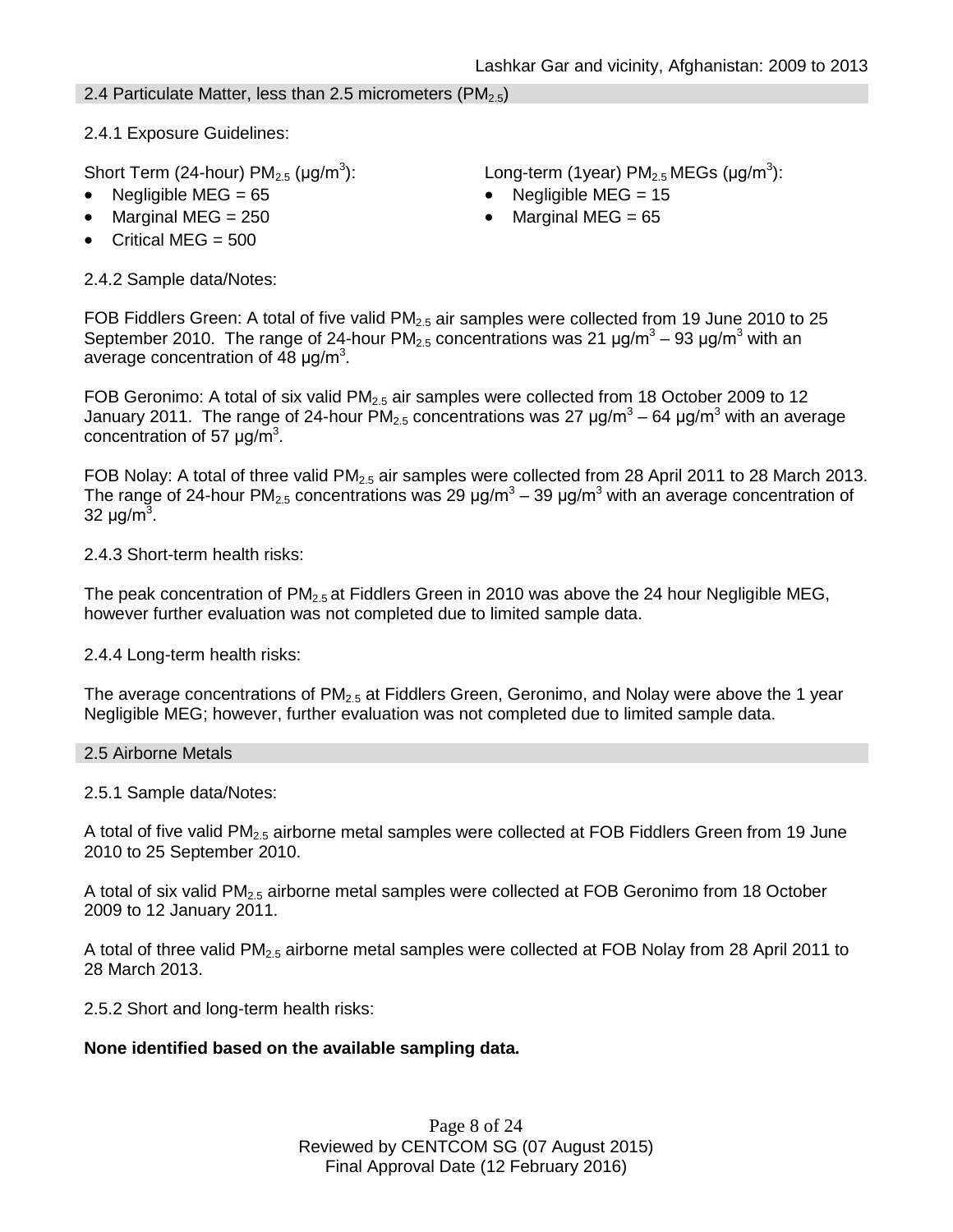## 2.4 Particulate Matter, less than 2.5 micrometers ($PM_{2.5}$)

2.4.1 Exposure Guidelines:

Short Term (24-hour) $PM_{2.5}$ (μg/m$^3$):

- Negligible MEG = 65
- Marginal MEG = 250
- Critical MEG = 500

Long-term (1year) $PM_{2.5}$ MEGs (μg/m$^3$):

- Negligible MEG = 15
- Marginal MEG = 65

2.4.2 Sample data/Notes:

FOB Fiddlers Green: A total of five valid $PM_{2.5}$ air samples were collected from 19 June 2010 to 25 September 2010. The range of 24-hour $PM_{2.5}$ concentrations was 21 μg/m$^3$ – 93 μg/m$^3$ with an average concentration of 48 μg/m$^3$.

FOB Geronimo: A total of six valid $PM_{2.5}$ air samples were collected from 18 October 2009 to 12 January 2011. The range of 24-hour $PM_{2.5}$ concentrations was 27 μg/m$^3$ – 64 μg/m$^3$ with an average concentration of 57 μg/m$^3$.

FOB Nolay: A total of three valid $PM_{2.5}$ air samples were collected from 28 April 2011 to 28 March 2013. The range of 24-hour $PM_{2.5}$ concentrations was 29 μg/m$^3$ – 39 μg/m$^3$ with an average concentration of 32 μg/m$^3$.

2.4.3 Short-term health risks:

The peak concentration of $PM_{2.5}$ at Fiddlers Green in 2010 was above the 24 hour Negligible MEG, however further evaluation was not completed due to limited sample data.

2.4.4 Long-term health risks:

The average concentrations of $PM_{2.5}$ at Fiddlers Green, Geronimo, and Nolay were above the 1 year Negligible MEG; however, further evaluation was not completed due to limited sample data.

## 2.5 Airborne Metals

2.5.1 Sample data/Notes:

A total of five valid $PM_{2.5}$ airborne metal samples were collected at FOB Fiddlers Green from 19 June 2010 to 25 September 2010.

A total of six valid $PM_{2.5}$ airborne metal samples were collected at FOB Geronimo from 18 October 2009 to 12 January 2011.

A total of three valid $PM_{2.5}$ airborne metal samples were collected at FOB Nolay from 28 April 2011 to 28 March 2013.

2.5.2 Short and long-term health risks:

**None identified based on the available sampling data.**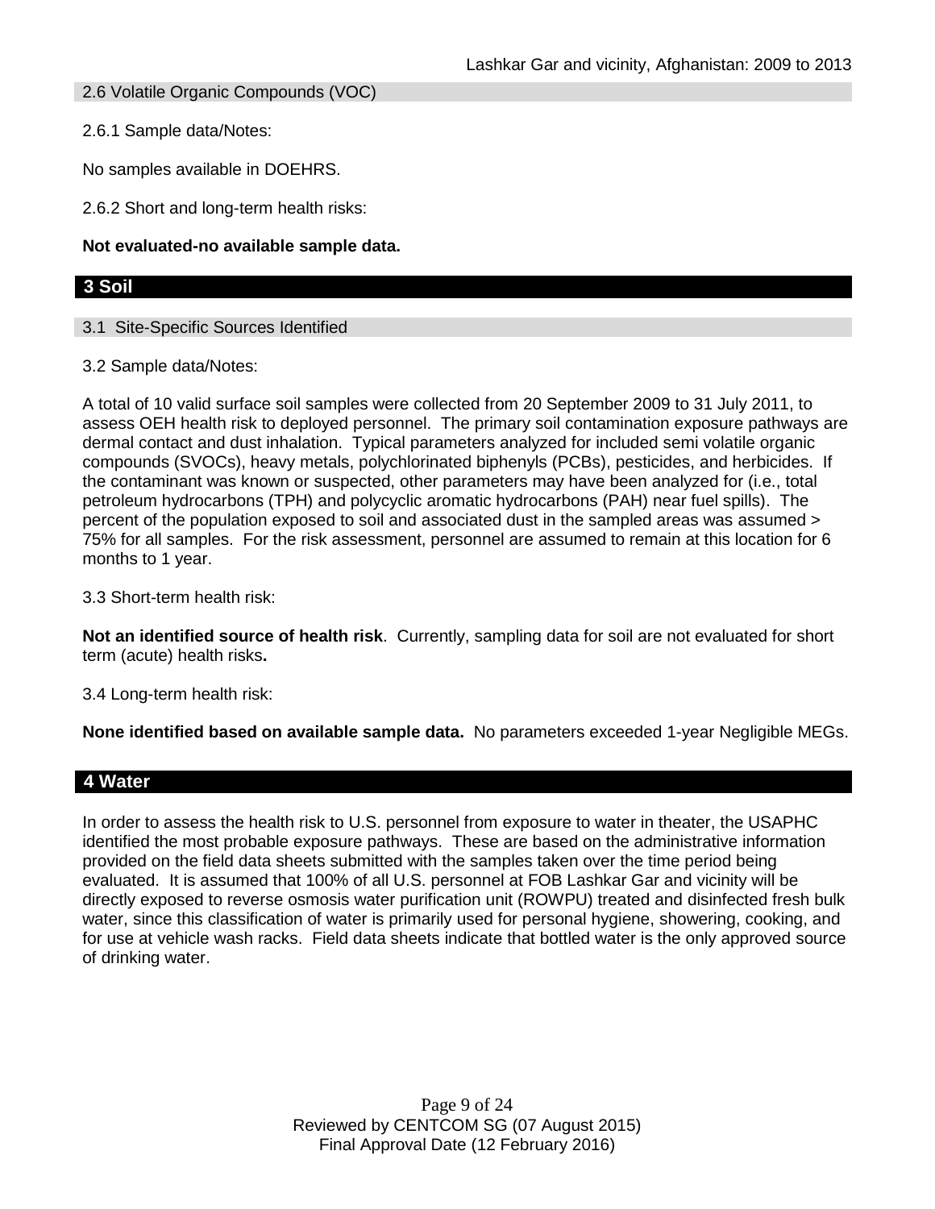### 2.6 Volatile Organic Compounds (VOC)

2.6.1 Sample data/Notes:

No samples available in DOEHRS.

2.6.2 Short and long-term health risks:

**Not evaluated-no available sample data.**

## 3 Soil

### 3.1 Site-Specific Sources Identified

3.2 Sample data/Notes:

A total of 10 valid surface soil samples were collected from 20 September 2009 to 31 July 2011, to assess OEH health risk to deployed personnel. The primary soil contamination exposure pathways are dermal contact and dust inhalation. Typical parameters analyzed for included semi volatile organic compounds (SVOCs), heavy metals, polychlorinated biphenyls (PCBs), pesticides, and herbicides. If the contaminant was known or suspected, other parameters may have been analyzed for (i.e., total petroleum hydrocarbons (TPH) and polycyclic aromatic hydrocarbons (PAH) near fuel spills). The percent of the population exposed to soil and associated dust in the sampled areas was assumed > 75% for all samples. For the risk assessment, personnel are assumed to remain at this location for 6 months to 1 year.

3.3 Short-term health risk:

**Not an identified source of health risk**. Currently, sampling data for soil are not evaluated for short term (acute) health risks**.**

3.4 Long-term health risk:

**None identified based on available sample data.** No parameters exceeded 1-year Negligible MEGs.

## 4 Water

In order to assess the health risk to U.S. personnel from exposure to water in theater, the USAPHC identified the most probable exposure pathways. These are based on the administrative information provided on the field data sheets submitted with the samples taken over the time period being evaluated. It is assumed that 100% of all U.S. personnel at FOB Lashkar Gar and vicinity will be directly exposed to reverse osmosis water purification unit (ROWPU) treated and disinfected fresh bulk water, since this classification of water is primarily used for personal hygiene, showering, cooking, and for use at vehicle wash racks. Field data sheets indicate that bottled water is the only approved source of drinking water.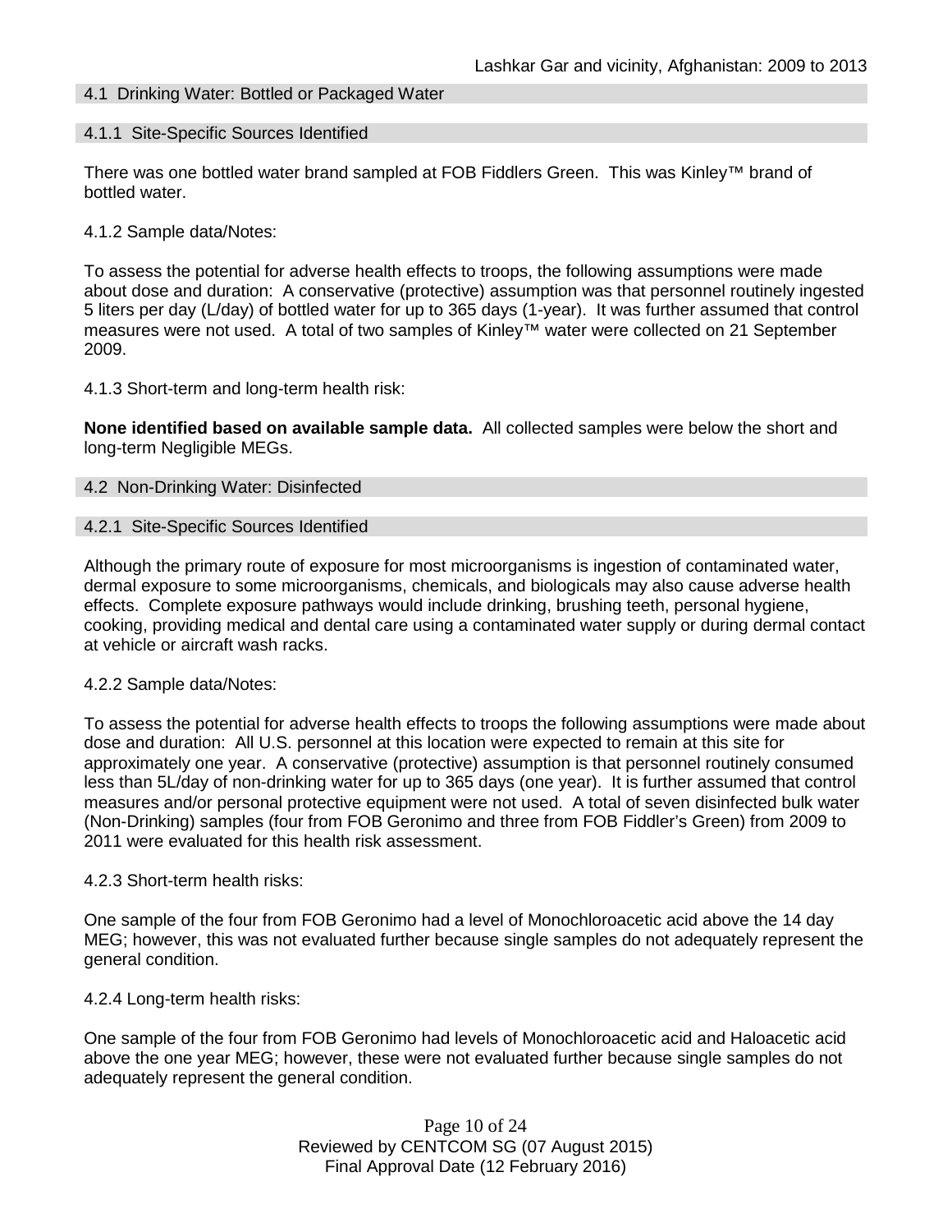## 4.1 Drinking Water: Bottled or Packaged Water

### 4.1.1 Site-Specific Sources Identified

There was one bottled water brand sampled at FOB Fiddlers Green. This was Kinley™ brand of bottled water.

4.1.2 Sample data/Notes:

To assess the potential for adverse health effects to troops, the following assumptions were made about dose and duration: A conservative (protective) assumption was that personnel routinely ingested 5 liters per day (L/day) of bottled water for up to 365 days (1-year). It was further assumed that control measures were not used. A total of two samples of Kinley™ water were collected on 21 September 2009.

4.1.3 Short-term and long-term health risk:

**None identified based on available sample data.** All collected samples were below the short and long-term Negligible MEGs.

## 4.2 Non-Drinking Water: Disinfected

### 4.2.1 Site-Specific Sources Identified

Although the primary route of exposure for most microorganisms is ingestion of contaminated water, dermal exposure to some microorganisms, chemicals, and biologicals may also cause adverse health effects. Complete exposure pathways would include drinking, brushing teeth, personal hygiene, cooking, providing medical and dental care using a contaminated water supply or during dermal contact at vehicle or aircraft wash racks.

4.2.2 Sample data/Notes:

To assess the potential for adverse health effects to troops the following assumptions were made about dose and duration: All U.S. personnel at this location were expected to remain at this site for approximately one year. A conservative (protective) assumption is that personnel routinely consumed less than 5L/day of non-drinking water for up to 365 days (one year). It is further assumed that control measures and/or personal protective equipment were not used. A total of seven disinfected bulk water (Non-Drinking) samples (four from FOB Geronimo and three from FOB Fiddler's Green) from 2009 to 2011 were evaluated for this health risk assessment.

4.2.3 Short-term health risks:

One sample of the four from FOB Geronimo had a level of Monochloroacetic acid above the 14 day MEG; however, this was not evaluated further because single samples do not adequately represent the general condition.

4.2.4 Long-term health risks:

One sample of the four from FOB Geronimo had levels of Monochloroacetic acid and Haloacetic acid above the one year MEG; however, these were not evaluated further because single samples do not adequately represent the general condition.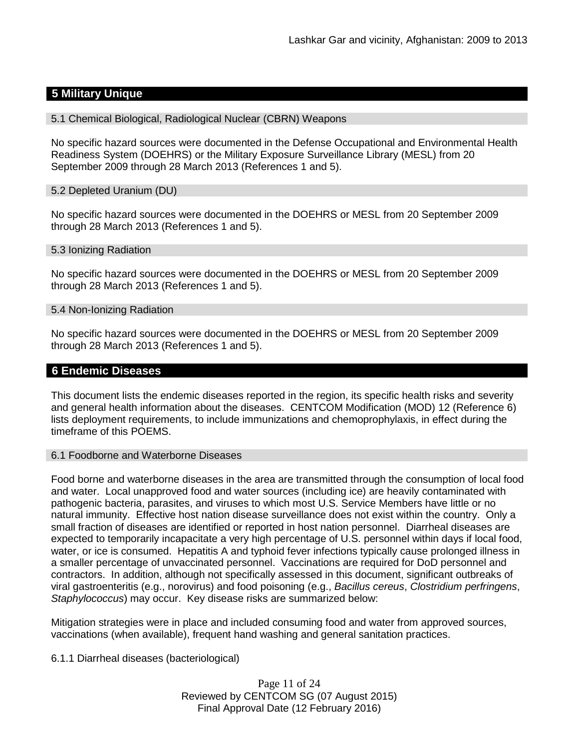## 5 Military Unique

### 5.1 Chemical Biological, Radiological Nuclear (CBRN) Weapons

No specific hazard sources were documented in the Defense Occupational and Environmental Health Readiness System (DOEHRS) or the Military Exposure Surveillance Library (MESL) from 20 September 2009 through 28 March 2013 (References 1 and 5).

### 5.2 Depleted Uranium (DU)

No specific hazard sources were documented in the DOEHRS or MESL from 20 September 2009 through 28 March 2013 (References 1 and 5).

### 5.3 Ionizing Radiation

No specific hazard sources were documented in the DOEHRS or MESL from 20 September 2009 through 28 March 2013 (References 1 and 5).

### 5.4 Non-Ionizing Radiation

No specific hazard sources were documented in the DOEHRS or MESL from 20 September 2009 through 28 March 2013 (References 1 and 5).

## 6 Endemic Diseases

This document lists the endemic diseases reported in the region, its specific health risks and severity and general health information about the diseases. CENTCOM Modification (MOD) 12 (Reference 6) lists deployment requirements, to include immunizations and chemoprophylaxis, in effect during the timeframe of this POEMS.

### 6.1 Foodborne and Waterborne Diseases

Food borne and waterborne diseases in the area are transmitted through the consumption of local food and water. Local unapproved food and water sources (including ice) are heavily contaminated with pathogenic bacteria, parasites, and viruses to which most U.S. Service Members have little or no natural immunity. Effective host nation disease surveillance does not exist within the country. Only a small fraction of diseases are identified or reported in host nation personnel. Diarrheal diseases are expected to temporarily incapacitate a very high percentage of U.S. personnel within days if local food, water, or ice is consumed. Hepatitis A and typhoid fever infections typically cause prolonged illness in a smaller percentage of unvaccinated personnel. Vaccinations are required for DoD personnel and contractors. In addition, although not specifically assessed in this document, significant outbreaks of viral gastroenteritis (e.g., norovirus) and food poisoning (e.g., *Bacillus cereus*, *Clostridium perfringens*, *Staphylococcus*) may occur. Key disease risks are summarized below:

Mitigation strategies were in place and included consuming food and water from approved sources, vaccinations (when available), frequent hand washing and general sanitation practices.

6.1.1 Diarrheal diseases (bacteriological)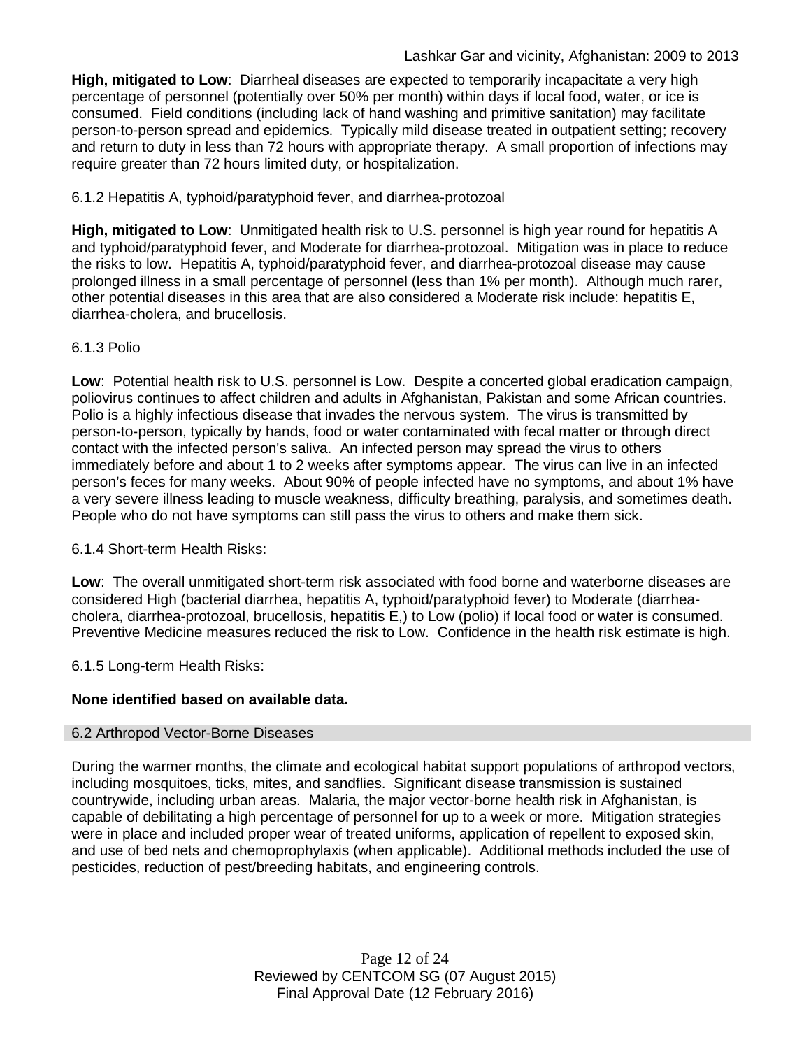**High, mitigated to Low**: Diarrheal diseases are expected to temporarily incapacitate a very high percentage of personnel (potentially over 50% per month) within days if local food, water, or ice is consumed. Field conditions (including lack of hand washing and primitive sanitation) may facilitate person-to-person spread and epidemics. Typically mild disease treated in outpatient setting; recovery and return to duty in less than 72 hours with appropriate therapy. A small proportion of infections may require greater than 72 hours limited duty, or hospitalization.

#### 6.1.2 Hepatitis A, typhoid/paratyphoid fever, and diarrhea-protozoal

**High, mitigated to Low**: Unmitigated health risk to U.S. personnel is high year round for hepatitis A and typhoid/paratyphoid fever, and Moderate for diarrhea-protozoal. Mitigation was in place to reduce the risks to low. Hepatitis A, typhoid/paratyphoid fever, and diarrhea-protozoal disease may cause prolonged illness in a small percentage of personnel (less than 1% per month). Although much rarer, other potential diseases in this area that are also considered a Moderate risk include: hepatitis E, diarrhea-cholera, and brucellosis.

#### 6.1.3 Polio

**Low**: Potential health risk to U.S. personnel is Low. Despite a concerted global eradication campaign, poliovirus continues to affect children and adults in Afghanistan, Pakistan and some African countries. Polio is a highly infectious disease that invades the nervous system. The virus is transmitted by person-to-person, typically by hands, food or water contaminated with fecal matter or through direct contact with the infected person's saliva. An infected person may spread the virus to others immediately before and about 1 to 2 weeks after symptoms appear. The virus can live in an infected person's feces for many weeks. About 90% of people infected have no symptoms, and about 1% have a very severe illness leading to muscle weakness, difficulty breathing, paralysis, and sometimes death. People who do not have symptoms can still pass the virus to others and make them sick.

#### 6.1.4 Short-term Health Risks:

**Low**: The overall unmitigated short-term risk associated with food borne and waterborne diseases are considered High (bacterial diarrhea, hepatitis A, typhoid/paratyphoid fever) to Moderate (diarrhea-cholera, diarrhea-protozoal, brucellosis, hepatitis E,) to Low (polio) if local food or water is consumed. Preventive Medicine measures reduced the risk to Low. Confidence in the health risk estimate is high.

#### 6.1.5 Long-term Health Risks:

**None identified based on available data.**

### 6.2 Arthropod Vector-Borne Diseases

During the warmer months, the climate and ecological habitat support populations of arthropod vectors, including mosquitoes, ticks, mites, and sandflies. Significant disease transmission is sustained countrywide, including urban areas. Malaria, the major vector-borne health risk in Afghanistan, is capable of debilitating a high percentage of personnel for up to a week or more. Mitigation strategies were in place and included proper wear of treated uniforms, application of repellent to exposed skin, and use of bed nets and chemoprophylaxis (when applicable). Additional methods included the use of pesticides, reduction of pest/breeding habitats, and engineering controls.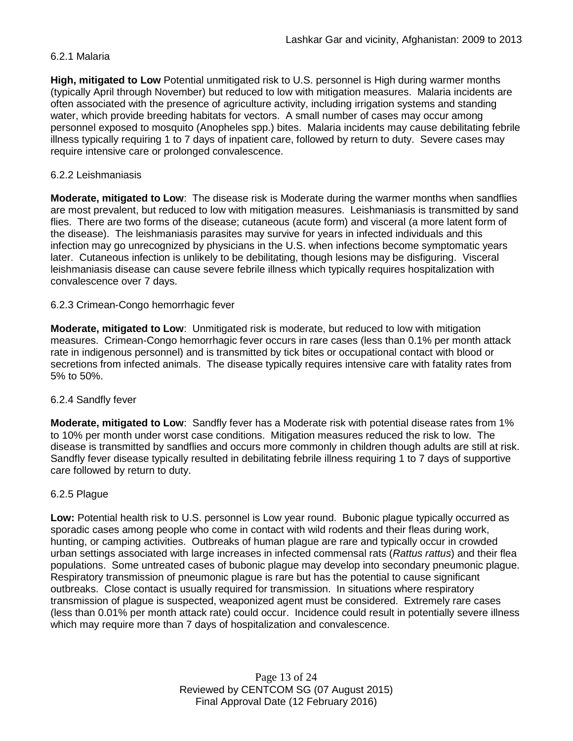### 6.2.1 Malaria

**High, mitigated to Low** Potential unmitigated risk to U.S. personnel is High during warmer months (typically April through November) but reduced to low with mitigation measures. Malaria incidents are often associated with the presence of agriculture activity, including irrigation systems and standing water, which provide breeding habitats for vectors. A small number of cases may occur among personnel exposed to mosquito (Anopheles spp.) bites. Malaria incidents may cause debilitating febrile illness typically requiring 1 to 7 days of inpatient care, followed by return to duty. Severe cases may require intensive care or prolonged convalescence.

### 6.2.2 Leishmaniasis

**Moderate, mitigated to Low**: The disease risk is Moderate during the warmer months when sandflies are most prevalent, but reduced to low with mitigation measures. Leishmaniasis is transmitted by sand flies. There are two forms of the disease; cutaneous (acute form) and visceral (a more latent form of the disease). The leishmaniasis parasites may survive for years in infected individuals and this infection may go unrecognized by physicians in the U.S. when infections become symptomatic years later. Cutaneous infection is unlikely to be debilitating, though lesions may be disfiguring. Visceral leishmaniasis disease can cause severe febrile illness which typically requires hospitalization with convalescence over 7 days.

### 6.2.3 Crimean-Congo hemorrhagic fever

**Moderate, mitigated to Low**: Unmitigated risk is moderate, but reduced to low with mitigation measures. Crimean-Congo hemorrhagic fever occurs in rare cases (less than 0.1% per month attack rate in indigenous personnel) and is transmitted by tick bites or occupational contact with blood or secretions from infected animals. The disease typically requires intensive care with fatality rates from 5% to 50%.

### 6.2.4 Sandfly fever

**Moderate, mitigated to Low**: Sandfly fever has a Moderate risk with potential disease rates from 1% to 10% per month under worst case conditions. Mitigation measures reduced the risk to low. The disease is transmitted by sandflies and occurs more commonly in children though adults are still at risk. Sandfly fever disease typically resulted in debilitating febrile illness requiring 1 to 7 days of supportive care followed by return to duty.

### 6.2.5 Plague

**Low:** Potential health risk to U.S. personnel is Low year round. Bubonic plague typically occurred as sporadic cases among people who come in contact with wild rodents and their fleas during work, hunting, or camping activities. Outbreaks of human plague are rare and typically occur in crowded urban settings associated with large increases in infected commensal rats (*Rattus rattus*) and their flea populations. Some untreated cases of bubonic plague may develop into secondary pneumonic plague. Respiratory transmission of pneumonic plague is rare but has the potential to cause significant outbreaks. Close contact is usually required for transmission. In situations where respiratory transmission of plague is suspected, weaponized agent must be considered. Extremely rare cases (less than 0.01% per month attack rate) could occur. Incidence could result in potentially severe illness which may require more than 7 days of hospitalization and convalescence.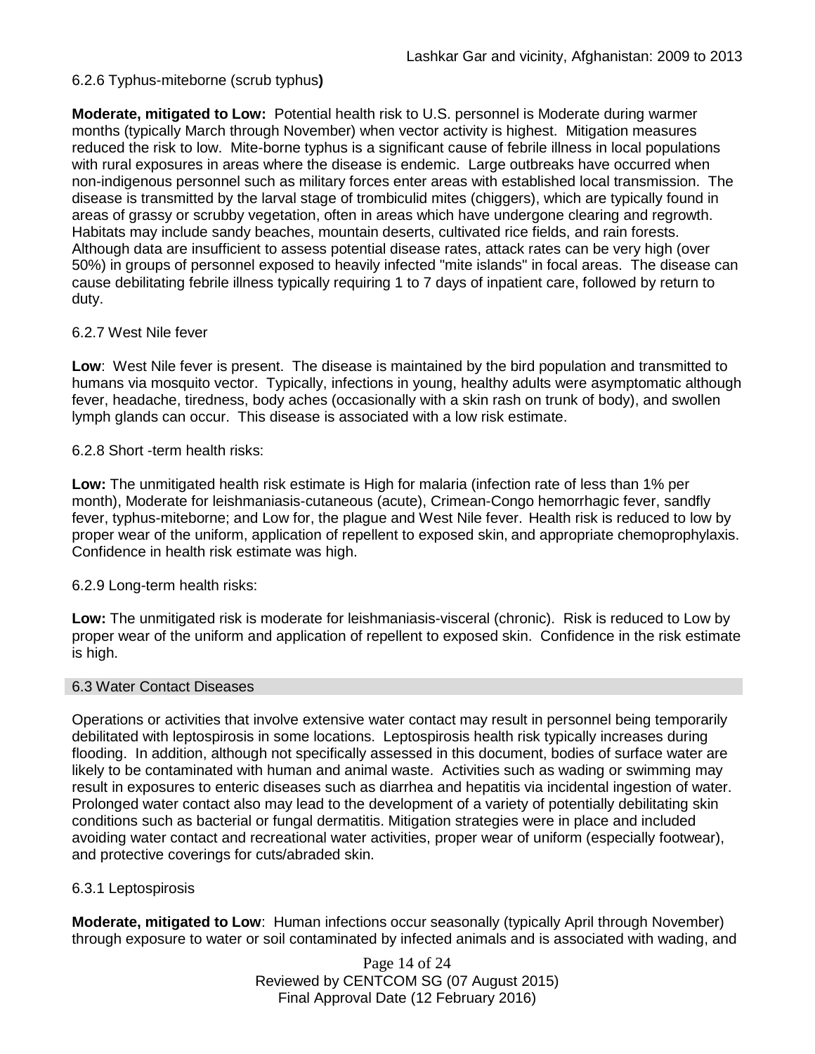### 6.2.6 Typhus-miteborne (scrub typhus**)**

**Moderate, mitigated to Low:** Potential health risk to U.S. personnel is Moderate during warmer months (typically March through November) when vector activity is highest. Mitigation measures reduced the risk to low. Mite-borne typhus is a significant cause of febrile illness in local populations with rural exposures in areas where the disease is endemic. Large outbreaks have occurred when non-indigenous personnel such as military forces enter areas with established local transmission. The disease is transmitted by the larval stage of trombiculid mites (chiggers), which are typically found in areas of grassy or scrubby vegetation, often in areas which have undergone clearing and regrowth. Habitats may include sandy beaches, mountain deserts, cultivated rice fields, and rain forests. Although data are insufficient to assess potential disease rates, attack rates can be very high (over 50%) in groups of personnel exposed to heavily infected "mite islands" in focal areas. The disease can cause debilitating febrile illness typically requiring 1 to 7 days of inpatient care, followed by return to duty.

### 6.2.7 West Nile fever

**Low**: West Nile fever is present. The disease is maintained by the bird population and transmitted to humans via mosquito vector. Typically, infections in young, healthy adults were asymptomatic although fever, headache, tiredness, body aches (occasionally with a skin rash on trunk of body), and swollen lymph glands can occur. This disease is associated with a low risk estimate.

### 6.2.8 Short -term health risks:

**Low:** The unmitigated health risk estimate is High for malaria (infection rate of less than 1% per month), Moderate for leishmaniasis-cutaneous (acute), Crimean-Congo hemorrhagic fever, sandfly fever, typhus-miteborne; and Low for, the plague and West Nile fever. Health risk is reduced to low by proper wear of the uniform, application of repellent to exposed skin, and appropriate chemoprophylaxis. Confidence in health risk estimate was high.

### 6.2.9 Long-term health risks:

**Low:** The unmitigated risk is moderate for leishmaniasis-visceral (chronic). Risk is reduced to Low by proper wear of the uniform and application of repellent to exposed skin. Confidence in the risk estimate is high.

## 6.3 Water Contact Diseases

Operations or activities that involve extensive water contact may result in personnel being temporarily debilitated with leptospirosis in some locations. Leptospirosis health risk typically increases during flooding. In addition, although not specifically assessed in this document, bodies of surface water are likely to be contaminated with human and animal waste. Activities such as wading or swimming may result in exposures to enteric diseases such as diarrhea and hepatitis via incidental ingestion of water. Prolonged water contact also may lead to the development of a variety of potentially debilitating skin conditions such as bacterial or fungal dermatitis. Mitigation strategies were in place and included avoiding water contact and recreational water activities, proper wear of uniform (especially footwear), and protective coverings for cuts/abraded skin.

### 6.3.1 Leptospirosis

**Moderate, mitigated to Low**: Human infections occur seasonally (typically April through November) through exposure to water or soil contaminated by infected animals and is associated with wading, and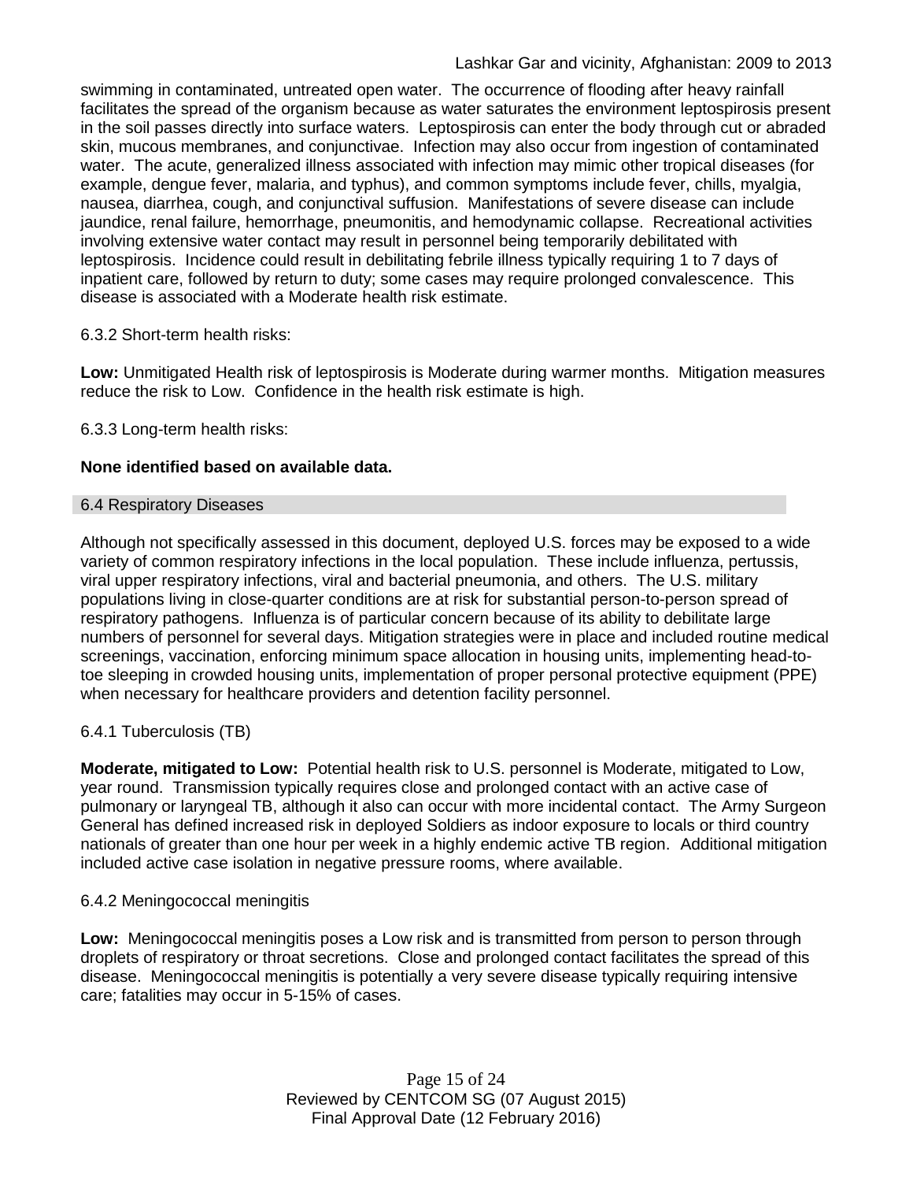swimming in contaminated, untreated open water. The occurrence of flooding after heavy rainfall facilitates the spread of the organism because as water saturates the environment leptospirosis present in the soil passes directly into surface waters. Leptospirosis can enter the body through cut or abraded skin, mucous membranes, and conjunctivae. Infection may also occur from ingestion of contaminated water. The acute, generalized illness associated with infection may mimic other tropical diseases (for example, dengue fever, malaria, and typhus), and common symptoms include fever, chills, myalgia, nausea, diarrhea, cough, and conjunctival suffusion. Manifestations of severe disease can include jaundice, renal failure, hemorrhage, pneumonitis, and hemodynamic collapse. Recreational activities involving extensive water contact may result in personnel being temporarily debilitated with leptospirosis. Incidence could result in debilitating febrile illness typically requiring 1 to 7 days of inpatient care, followed by return to duty; some cases may require prolonged convalescence. This disease is associated with a Moderate health risk estimate.

6.3.2 Short-term health risks:

**Low:** Unmitigated Health risk of leptospirosis is Moderate during warmer months. Mitigation measures reduce the risk to Low. Confidence in the health risk estimate is high.

6.3.3 Long-term health risks:

**None identified based on available data.**

## 6.4 Respiratory Diseases

Although not specifically assessed in this document, deployed U.S. forces may be exposed to a wide variety of common respiratory infections in the local population. These include influenza, pertussis, viral upper respiratory infections, viral and bacterial pneumonia, and others. The U.S. military populations living in close-quarter conditions are at risk for substantial person-to-person spread of respiratory pathogens. Influenza is of particular concern because of its ability to debilitate large numbers of personnel for several days. Mitigation strategies were in place and included routine medical screenings, vaccination, enforcing minimum space allocation in housing units, implementing head-to-toe sleeping in crowded housing units, implementation of proper personal protective equipment (PPE) when necessary for healthcare providers and detention facility personnel.

### 6.4.1 Tuberculosis (TB)

**Moderate, mitigated to Low:** Potential health risk to U.S. personnel is Moderate, mitigated to Low, year round. Transmission typically requires close and prolonged contact with an active case of pulmonary or laryngeal TB, although it also can occur with more incidental contact. The Army Surgeon General has defined increased risk in deployed Soldiers as indoor exposure to locals or third country nationals of greater than one hour per week in a highly endemic active TB region. Additional mitigation included active case isolation in negative pressure rooms, where available.

### 6.4.2 Meningococcal meningitis

**Low:** Meningococcal meningitis poses a Low risk and is transmitted from person to person through droplets of respiratory or throat secretions. Close and prolonged contact facilitates the spread of this disease. Meningococcal meningitis is potentially a very severe disease typically requiring intensive care; fatalities may occur in 5-15% of cases.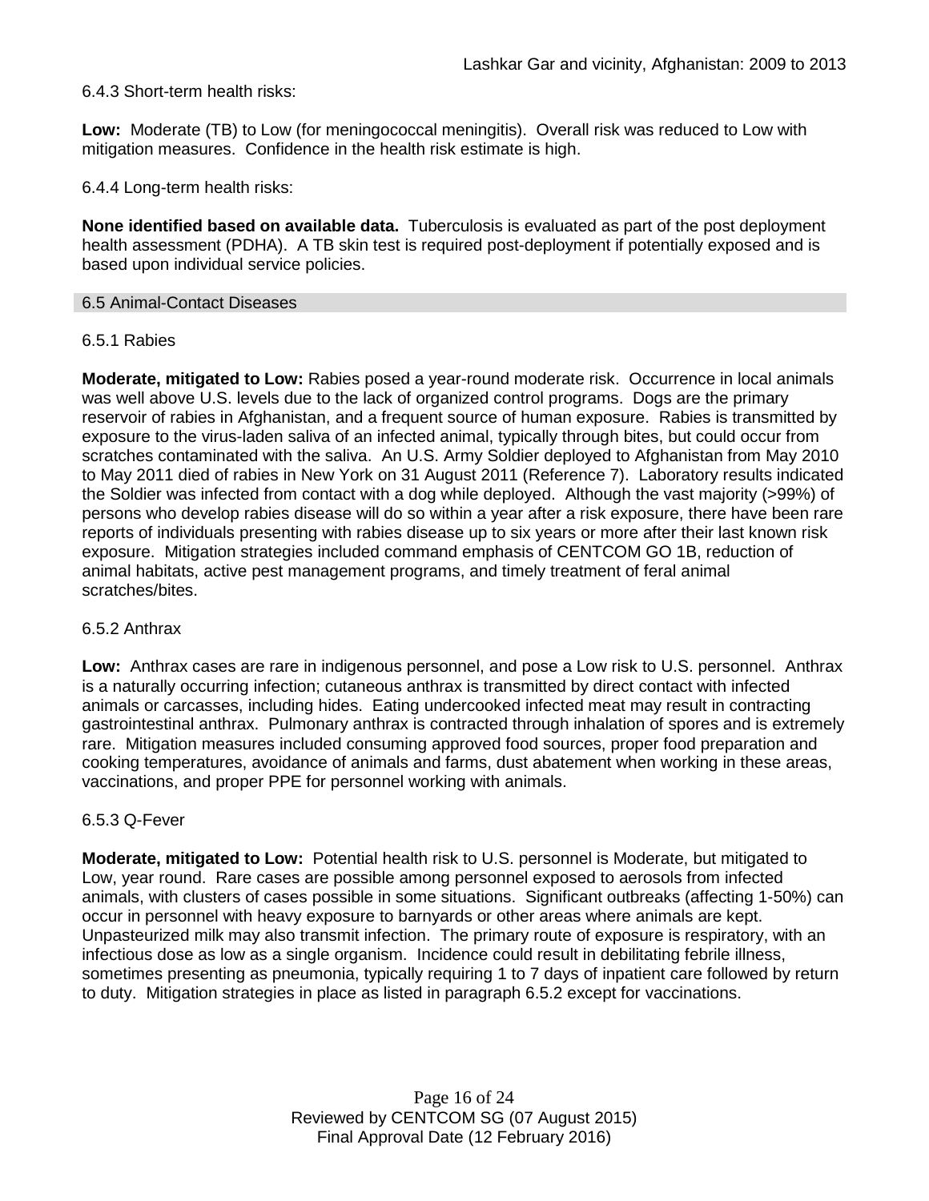6.4.3 Short-term health risks:

**Low:** Moderate (TB) to Low (for meningococcal meningitis). Overall risk was reduced to Low with mitigation measures. Confidence in the health risk estimate is high.

6.4.4 Long-term health risks:

**None identified based on available data.** Tuberculosis is evaluated as part of the post deployment health assessment (PDHA). A TB skin test is required post-deployment if potentially exposed and is based upon individual service policies.

## 6.5 Animal-Contact Diseases

### 6.5.1 Rabies

**Moderate, mitigated to Low:** Rabies posed a year-round moderate risk. Occurrence in local animals was well above U.S. levels due to the lack of organized control programs. Dogs are the primary reservoir of rabies in Afghanistan, and a frequent source of human exposure. Rabies is transmitted by exposure to the virus-laden saliva of an infected animal, typically through bites, but could occur from scratches contaminated with the saliva. An U.S. Army Soldier deployed to Afghanistan from May 2010 to May 2011 died of rabies in New York on 31 August 2011 (Reference 7). Laboratory results indicated the Soldier was infected from contact with a dog while deployed. Although the vast majority (>99%) of persons who develop rabies disease will do so within a year after a risk exposure, there have been rare reports of individuals presenting with rabies disease up to six years or more after their last known risk exposure. Mitigation strategies included command emphasis of CENTCOM GO 1B, reduction of animal habitats, active pest management programs, and timely treatment of feral animal scratches/bites.

### 6.5.2 Anthrax

**Low:** Anthrax cases are rare in indigenous personnel, and pose a Low risk to U.S. personnel. Anthrax is a naturally occurring infection; cutaneous anthrax is transmitted by direct contact with infected animals or carcasses, including hides. Eating undercooked infected meat may result in contracting gastrointestinal anthrax. Pulmonary anthrax is contracted through inhalation of spores and is extremely rare. Mitigation measures included consuming approved food sources, proper food preparation and cooking temperatures, avoidance of animals and farms, dust abatement when working in these areas, vaccinations, and proper PPE for personnel working with animals.

### 6.5.3 Q-Fever

**Moderate, mitigated to Low:** Potential health risk to U.S. personnel is Moderate, but mitigated to Low, year round. Rare cases are possible among personnel exposed to aerosols from infected animals, with clusters of cases possible in some situations. Significant outbreaks (affecting 1-50%) can occur in personnel with heavy exposure to barnyards or other areas where animals are kept. Unpasteurized milk may also transmit infection. The primary route of exposure is respiratory, with an infectious dose as low as a single organism. Incidence could result in debilitating febrile illness, sometimes presenting as pneumonia, typically requiring 1 to 7 days of inpatient care followed by return to duty. Mitigation strategies in place as listed in paragraph 6.5.2 except for vaccinations.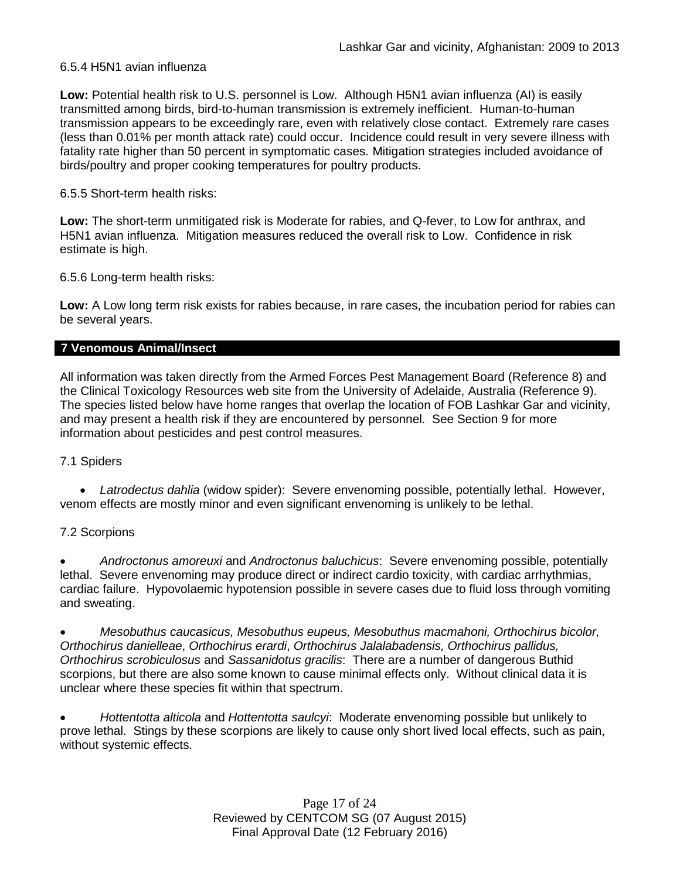6.5.4 H5N1 avian influenza

**Low:** Potential health risk to U.S. personnel is Low. Although H5N1 avian influenza (AI) is easily transmitted among birds, bird-to-human transmission is extremely inefficient. Human-to-human transmission appears to be exceedingly rare, even with relatively close contact. Extremely rare cases (less than 0.01% per month attack rate) could occur. Incidence could result in very severe illness with fatality rate higher than 50 percent in symptomatic cases. Mitigation strategies included avoidance of birds/poultry and proper cooking temperatures for poultry products.

6.5.5 Short-term health risks:

**Low:** The short-term unmitigated risk is Moderate for rabies, and Q-fever, to Low for anthrax, and H5N1 avian influenza. Mitigation measures reduced the overall risk to Low. Confidence in risk estimate is high.

6.5.6 Long-term health risks:

**Low:** A Low long term risk exists for rabies because, in rare cases, the incubation period for rabies can be several years.

## 7 Venomous Animal/Insect

All information was taken directly from the Armed Forces Pest Management Board (Reference 8) and the Clinical Toxicology Resources web site from the University of Adelaide, Australia (Reference 9). The species listed below have home ranges that overlap the location of FOB Lashkar Gar and vicinity, and may present a health risk if they are encountered by personnel. See Section 9 for more information about pesticides and pest control measures.

7.1 Spiders

- *Latrodectus dahlia* (widow spider): Severe envenoming possible, potentially lethal. However, venom effects are mostly minor and even significant envenoming is unlikely to be lethal.

7.2 Scorpions

- *Androctonus amoreuxi* and *Androctonus baluchicus*: Severe envenoming possible, potentially lethal. Severe envenoming may produce direct or indirect cardio toxicity, with cardiac arrhythmias, cardiac failure. Hypovolaemic hypotension possible in severe cases due to fluid loss through vomiting and sweating.

- *Mesobuthus caucasicus, Mesobuthus eupeus, Mesobuthus macmahoni, Orthochirus bicolor, Orthochirus danielleae*, *Orthochirus erardi*, *Orthochirus Jalalabadensis, Orthochirus pallidus, Orthochirus scrobiculosus* and *Sassanidotus gracilis*: There are a number of dangerous Buthid scorpions, but there are also some known to cause minimal effects only. Without clinical data it is unclear where these species fit within that spectrum.

- *Hottentotta alticola* and *Hottentotta saulcyi*: Moderate envenoming possible but unlikely to prove lethal. Stings by these scorpions are likely to cause only short lived local effects, such as pain, without systemic effects.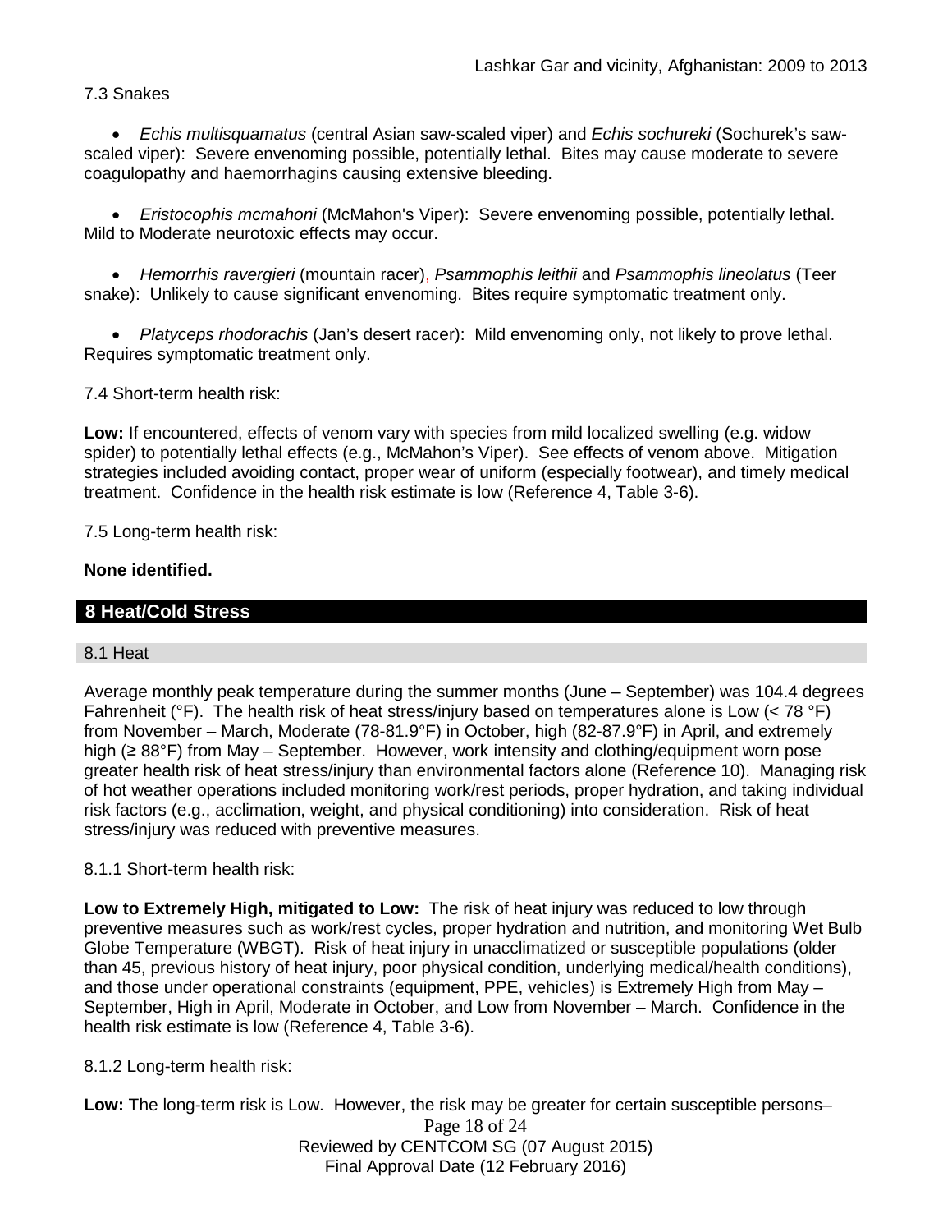7.3 Snakes

- *Echis multisquamatus* (central Asian saw-scaled viper) and *Echis sochureki* (Sochurek's saw-scaled viper): Severe envenoming possible, potentially lethal. Bites may cause moderate to severe coagulopathy and haemorrhagins causing extensive bleeding.

- *Eristocophis mcmahoni* (McMahon's Viper): Severe envenoming possible, potentially lethal. Mild to Moderate neurotoxic effects may occur.

- *Hemorrhis ravergieri* (mountain racer), *Psammophis leithii* and *Psammophis lineolatus* (Teer snake): Unlikely to cause significant envenoming. Bites require symptomatic treatment only.

- *Platyceps rhodorachis* (Jan's desert racer): Mild envenoming only, not likely to prove lethal. Requires symptomatic treatment only.

7.4 Short-term health risk:

**Low:** If encountered, effects of venom vary with species from mild localized swelling (e.g. widow spider) to potentially lethal effects (e.g., McMahon's Viper). See effects of venom above. Mitigation strategies included avoiding contact, proper wear of uniform (especially footwear), and timely medical treatment. Confidence in the health risk estimate is low (Reference 4, Table 3-6).

7.5 Long-term health risk:

**None identified.**

## 8 Heat/Cold Stress

### 8.1 Heat

Average monthly peak temperature during the summer months (June – September) was 104.4 degrees Fahrenheit (°F). The health risk of heat stress/injury based on temperatures alone is Low (< 78 °F) from November – March, Moderate (78-81.9°F) in October, high (82-87.9°F) in April, and extremely high (≥ 88°F) from May – September. However, work intensity and clothing/equipment worn pose greater health risk of heat stress/injury than environmental factors alone (Reference 10). Managing risk of hot weather operations included monitoring work/rest periods, proper hydration, and taking individual risk factors (e.g., acclimation, weight, and physical conditioning) into consideration. Risk of heat stress/injury was reduced with preventive measures.

8.1.1 Short-term health risk:

**Low to Extremely High, mitigated to Low:** The risk of heat injury was reduced to low through preventive measures such as work/rest cycles, proper hydration and nutrition, and monitoring Wet Bulb Globe Temperature (WBGT). Risk of heat injury in unacclimatized or susceptible populations (older than 45, previous history of heat injury, poor physical condition, underlying medical/health conditions), and those under operational constraints (equipment, PPE, vehicles) is Extremely High from May – September, High in April, Moderate in October, and Low from November – March. Confidence in the health risk estimate is low (Reference 4, Table 3-6).

8.1.2 Long-term health risk:

**Low:** The long-term risk is Low. However, the risk may be greater for certain susceptible persons–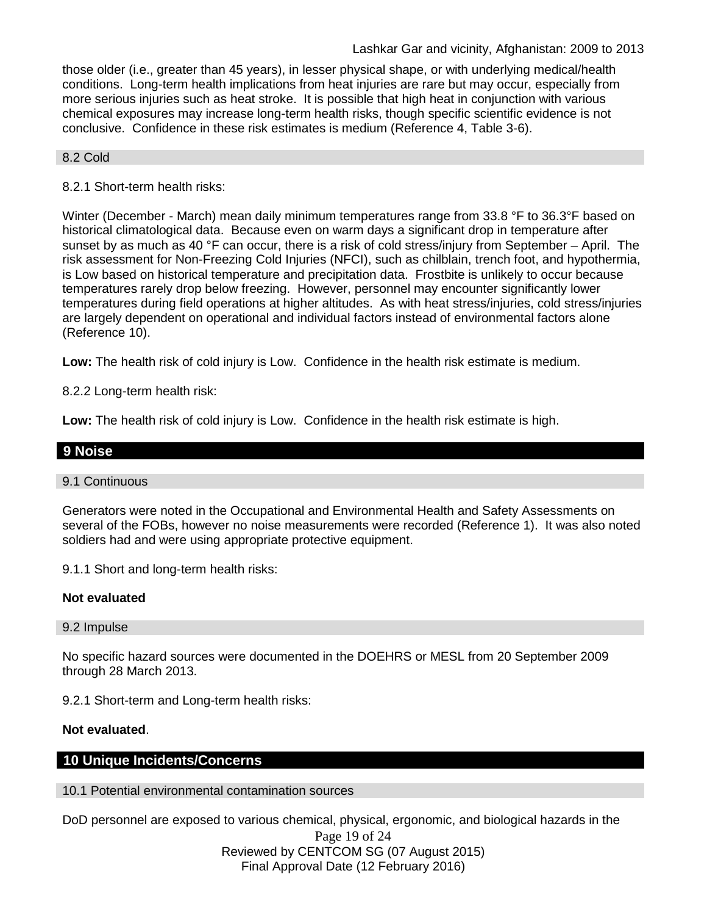those older (i.e., greater than 45 years), in lesser physical shape, or with underlying medical/health conditions. Long-term health implications from heat injuries are rare but may occur, especially from more serious injuries such as heat stroke. It is possible that high heat in conjunction with various chemical exposures may increase long-term health risks, though specific scientific evidence is not conclusive. Confidence in these risk estimates is medium (Reference 4, Table 3-6).

### 8.2 Cold

8.2.1 Short-term health risks:

Winter (December - March) mean daily minimum temperatures range from 33.8 °F to 36.3°F based on historical climatological data. Because even on warm days a significant drop in temperature after sunset by as much as 40 °F can occur, there is a risk of cold stress/injury from September – April. The risk assessment for Non-Freezing Cold Injuries (NFCI), such as chilblain, trench foot, and hypothermia, is Low based on historical temperature and precipitation data. Frostbite is unlikely to occur because temperatures rarely drop below freezing. However, personnel may encounter significantly lower temperatures during field operations at higher altitudes. As with heat stress/injuries, cold stress/injuries are largely dependent on operational and individual factors instead of environmental factors alone (Reference 10).

**Low:** The health risk of cold injury is Low. Confidence in the health risk estimate is medium.

8.2.2 Long-term health risk:

**Low:** The health risk of cold injury is Low. Confidence in the health risk estimate is high.

## 9 Noise

### 9.1 Continuous

Generators were noted in the Occupational and Environmental Health and Safety Assessments on several of the FOBs, however no noise measurements were recorded (Reference 1). It was also noted soldiers had and were using appropriate protective equipment.

9.1.1 Short and long-term health risks:

**Not evaluated**

### 9.2 Impulse

No specific hazard sources were documented in the DOEHRS or MESL from 20 September 2009 through 28 March 2013.

9.2.1 Short-term and Long-term health risks:

**Not evaluated**.

## 10 Unique Incidents/Concerns

### 10.1 Potential environmental contamination sources

DoD personnel are exposed to various chemical, physical, ergonomic, and biological hazards in the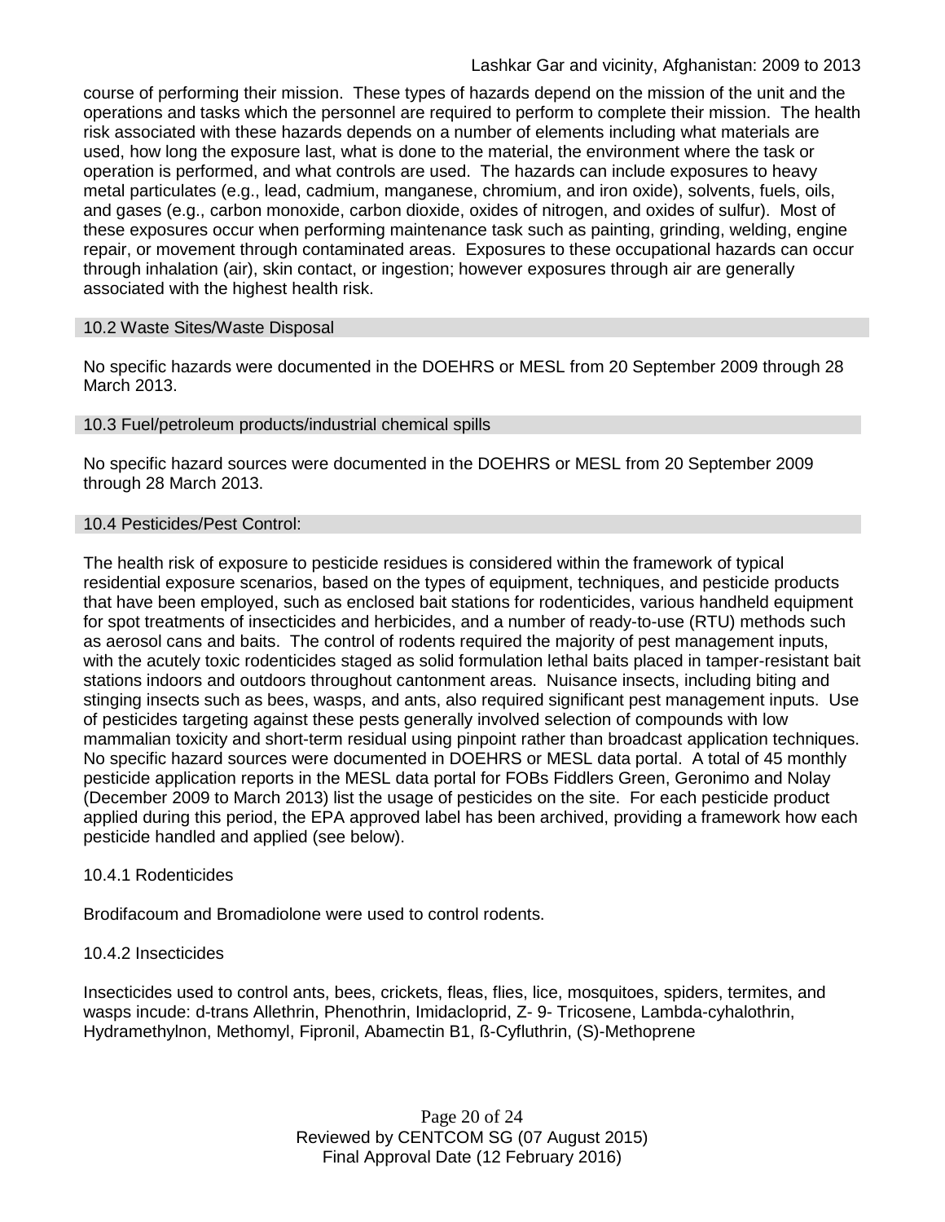course of performing their mission. These types of hazards depend on the mission of the unit and the operations and tasks which the personnel are required to perform to complete their mission. The health risk associated with these hazards depends on a number of elements including what materials are used, how long the exposure last, what is done to the material, the environment where the task or operation is performed, and what controls are used. The hazards can include exposures to heavy metal particulates (e.g., lead, cadmium, manganese, chromium, and iron oxide), solvents, fuels, oils, and gases (e.g., carbon monoxide, carbon dioxide, oxides of nitrogen, and oxides of sulfur). Most of these exposures occur when performing maintenance task such as painting, grinding, welding, engine repair, or movement through contaminated areas. Exposures to these occupational hazards can occur through inhalation (air), skin contact, or ingestion; however exposures through air are generally associated with the highest health risk.

### 10.2 Waste Sites/Waste Disposal

No specific hazards were documented in the DOEHRS or MESL from 20 September 2009 through 28 March 2013.

### 10.3 Fuel/petroleum products/industrial chemical spills

No specific hazard sources were documented in the DOEHRS or MESL from 20 September 2009 through 28 March 2013.

### 10.4 Pesticides/Pest Control:

The health risk of exposure to pesticide residues is considered within the framework of typical residential exposure scenarios, based on the types of equipment, techniques, and pesticide products that have been employed, such as enclosed bait stations for rodenticides, various handheld equipment for spot treatments of insecticides and herbicides, and a number of ready-to-use (RTU) methods such as aerosol cans and baits. The control of rodents required the majority of pest management inputs, with the acutely toxic rodenticides staged as solid formulation lethal baits placed in tamper-resistant bait stations indoors and outdoors throughout cantonment areas. Nuisance insects, including biting and stinging insects such as bees, wasps, and ants, also required significant pest management inputs. Use of pesticides targeting against these pests generally involved selection of compounds with low mammalian toxicity and short-term residual using pinpoint rather than broadcast application techniques. No specific hazard sources were documented in DOEHRS or MESL data portal. A total of 45 monthly pesticide application reports in the MESL data portal for FOBs Fiddlers Green, Geronimo and Nolay (December 2009 to March 2013) list the usage of pesticides on the site. For each pesticide product applied during this period, the EPA approved label has been archived, providing a framework how each pesticide handled and applied (see below).

#### 10.4.1 Rodenticides

Brodifacoum and Bromadiolone were used to control rodents.

#### 10.4.2 Insecticides

Insecticides used to control ants, bees, crickets, fleas, flies, lice, mosquitoes, spiders, termites, and wasps incude: d-trans Allethrin, Phenothrin, Imidacloprid, Z- 9- Tricosene, Lambda-cyhalothrin, Hydramethylnon, Methomyl, Fipronil, Abamectin B1, ß-Cyfluthrin, (S)-Methoprene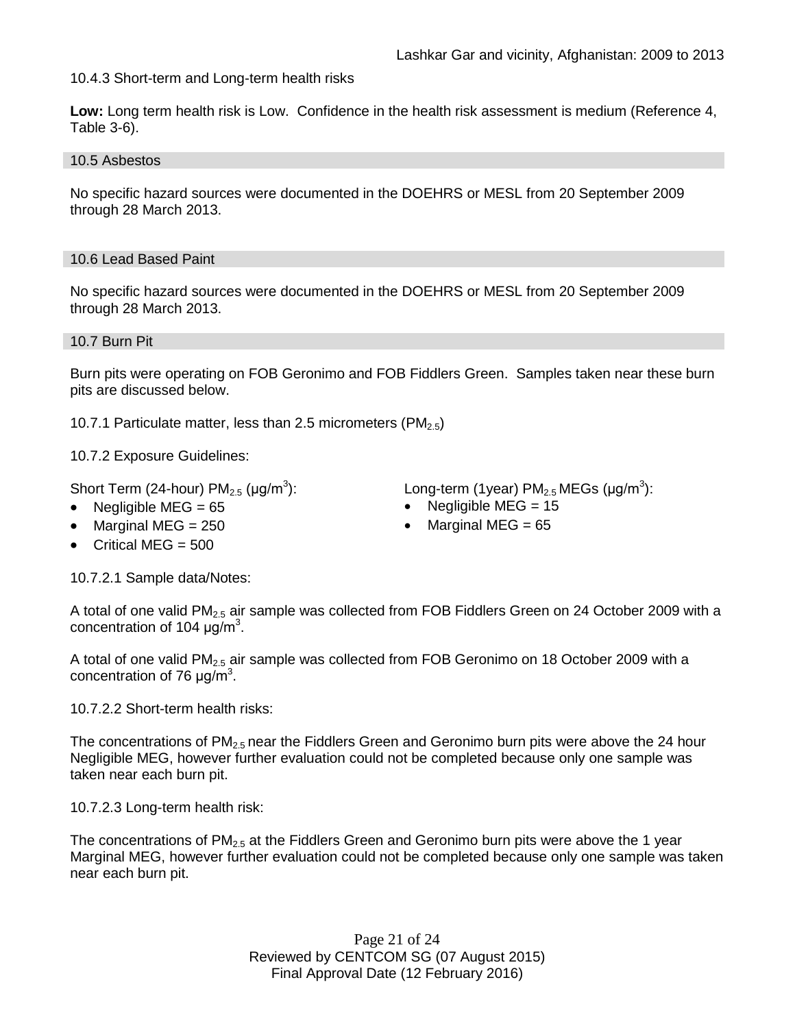10.4.3 Short-term and Long-term health risks

**Low:** Long term health risk is Low. Confidence in the health risk assessment is medium (Reference 4, Table 3-6).

### 10.5 Asbestos

No specific hazard sources were documented in the DOEHRS or MESL from 20 September 2009 through 28 March 2013.

### 10.6 Lead Based Paint

No specific hazard sources were documented in the DOEHRS or MESL from 20 September 2009 through 28 March 2013.

### 10.7 Burn Pit

Burn pits were operating on FOB Geronimo and FOB Fiddlers Green. Samples taken near these burn pits are discussed below.

10.7.1 Particulate matter, less than 2.5 micrometers ($PM_{2.5}$)

10.7.2 Exposure Guidelines:

Short Term (24-hour) $PM_{2.5}$ (μg/$m^3$):

- Negligible MEG = 65
- Marginal MEG = 250
- Critical MEG = 500

Long-term (1year) $PM_{2.5}$ MEGs (μg/$m^3$):

- Negligible MEG = 15
- Marginal MEG = 65

10.7.2.1 Sample data/Notes:

A total of one valid $PM_{2.5}$ air sample was collected from FOB Fiddlers Green on 24 October 2009 with a concentration of 104 μg/$m^3$.

A total of one valid $PM_{2.5}$ air sample was collected from FOB Geronimo on 18 October 2009 with a concentration of 76 μg/$m^3$.

10.7.2.2 Short-term health risks:

The concentrations of $PM_{2.5}$ near the Fiddlers Green and Geronimo burn pits were above the 24 hour Negligible MEG, however further evaluation could not be completed because only one sample was taken near each burn pit.

10.7.2.3 Long-term health risk:

The concentrations of $PM_{2.5}$ at the Fiddlers Green and Geronimo burn pits were above the 1 year Marginal MEG, however further evaluation could not be completed because only one sample was taken near each burn pit.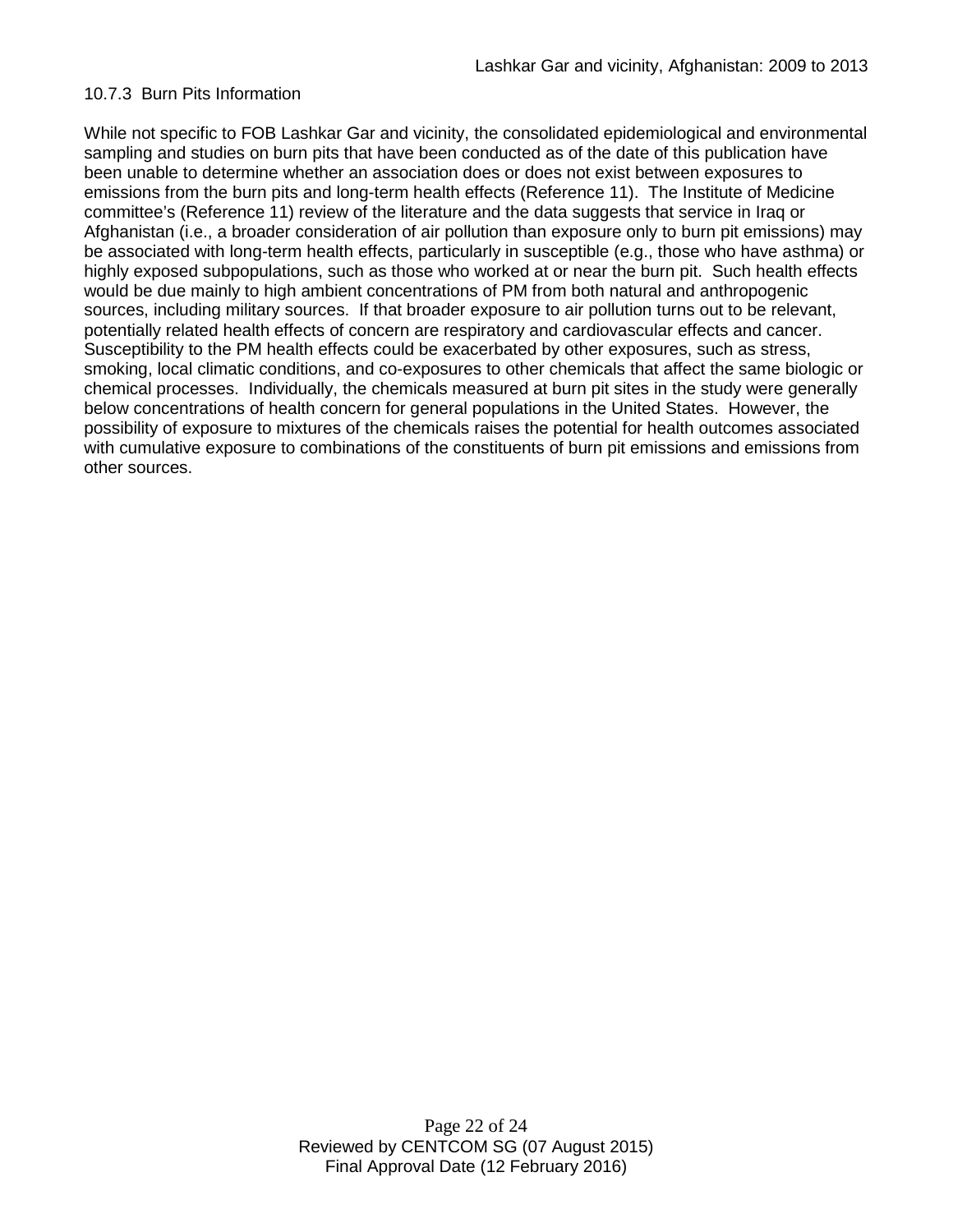### 10.7.3 Burn Pits Information

While not specific to FOB Lashkar Gar and vicinity, the consolidated epidemiological and environmental sampling and studies on burn pits that have been conducted as of the date of this publication have been unable to determine whether an association does or does not exist between exposures to emissions from the burn pits and long-term health effects (Reference 11). The Institute of Medicine committee's (Reference 11) review of the literature and the data suggests that service in Iraq or Afghanistan (i.e., a broader consideration of air pollution than exposure only to burn pit emissions) may be associated with long-term health effects, particularly in susceptible (e.g., those who have asthma) or highly exposed subpopulations, such as those who worked at or near the burn pit. Such health effects would be due mainly to high ambient concentrations of PM from both natural and anthropogenic sources, including military sources. If that broader exposure to air pollution turns out to be relevant, potentially related health effects of concern are respiratory and cardiovascular effects and cancer. Susceptibility to the PM health effects could be exacerbated by other exposures, such as stress, smoking, local climatic conditions, and co-exposures to other chemicals that affect the same biologic or chemical processes. Individually, the chemicals measured at burn pit sites in the study were generally below concentrations of health concern for general populations in the United States. However, the possibility of exposure to mixtures of the chemicals raises the potential for health outcomes associated with cumulative exposure to combinations of the constituents of burn pit emissions and emissions from other sources.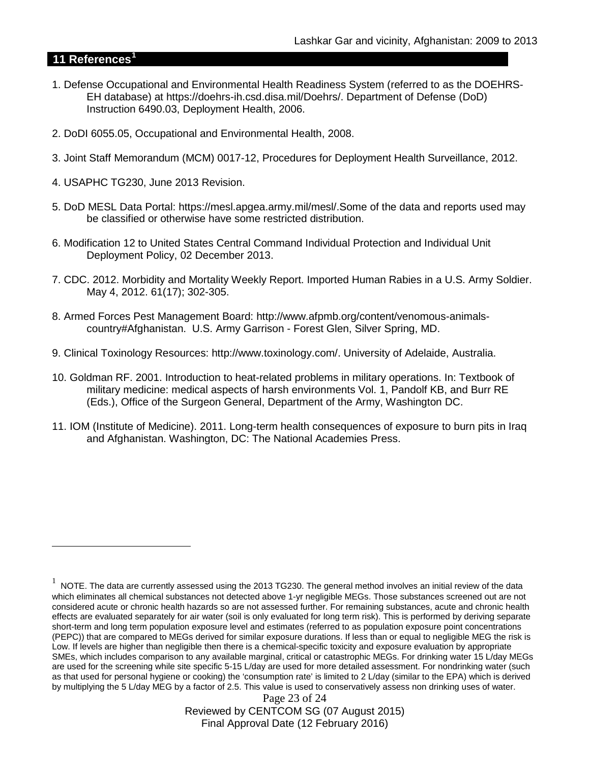## 11 References[1]

1. Defense Occupational and Environmental Health Readiness System (referred to as the DOEHRS-EH database) at https://doehrs-ih.csd.disa.mil/Doehrs/. Department of Defense (DoD) Instruction 6490.03, Deployment Health, 2006.

2. DoDI 6055.05, Occupational and Environmental Health, 2008.

3. Joint Staff Memorandum (MCM) 0017-12, Procedures for Deployment Health Surveillance, 2012.

4. USAPHC TG230, June 2013 Revision.

5. DoD MESL Data Portal: https://mesl.apgea.army.mil/mesl/.Some of the data and reports used may be classified or otherwise have some restricted distribution.

6. Modification 12 to United States Central Command Individual Protection and Individual Unit Deployment Policy, 02 December 2013.

7. CDC. 2012. Morbidity and Mortality Weekly Report. Imported Human Rabies in a U.S. Army Soldier. May 4, 2012. 61(17); 302-305.

8. Armed Forces Pest Management Board: http://www.afpmb.org/content/venomous-animals-country#Afghanistan. U.S. Army Garrison - Forest Glen, Silver Spring, MD.

9. Clinical Toxinology Resources: http://www.toxinology.com/. University of Adelaide, Australia.

10. Goldman RF. 2001. Introduction to heat-related problems in military operations. In: Textbook of military medicine: medical aspects of harsh environments Vol. 1, Pandolf KB, and Burr RE (Eds.), Office of the Surgeon General, Department of the Army, Washington DC.

11. IOM (Institute of Medicine). 2011. Long-term health consequences of exposure to burn pits in Iraq and Afghanistan. Washington, DC: The National Academies Press.

---

[1] NOTE. The data are currently assessed using the 2013 TG230. The general method involves an initial review of the data which eliminates all chemical substances not detected above 1-yr negligible MEGs. Those substances screened out are not considered acute or chronic health hazards so are not assessed further. For remaining substances, acute and chronic health effects are evaluated separately for air water (soil is only evaluated for long term risk). This is performed by deriving separate short-term and long term population exposure level and estimates (referred to as population exposure point concentrations (PEPC)) that are compared to MEGs derived for similar exposure durations. If less than or equal to negligible MEG the risk is Low. If levels are higher than negligible then there is a chemical-specific toxicity and exposure evaluation by appropriate SMEs, which includes comparison to any available marginal, critical or catastrophic MEGs. For drinking water 15 L/day MEGs are used for the screening while site specific 5-15 L/day are used for more detailed assessment. For nondrinking water (such as that used for personal hygiene or cooking) the 'consumption rate' is limited to 2 L/day (similar to the EPA) which is derived by multiplying the 5 L/day MEG by a factor of 2.5. This value is used to conservatively assess non drinking uses of water.

Reviewed by CENTCOM SG (07 August 2015)
Final Approval Date (12 February 2016)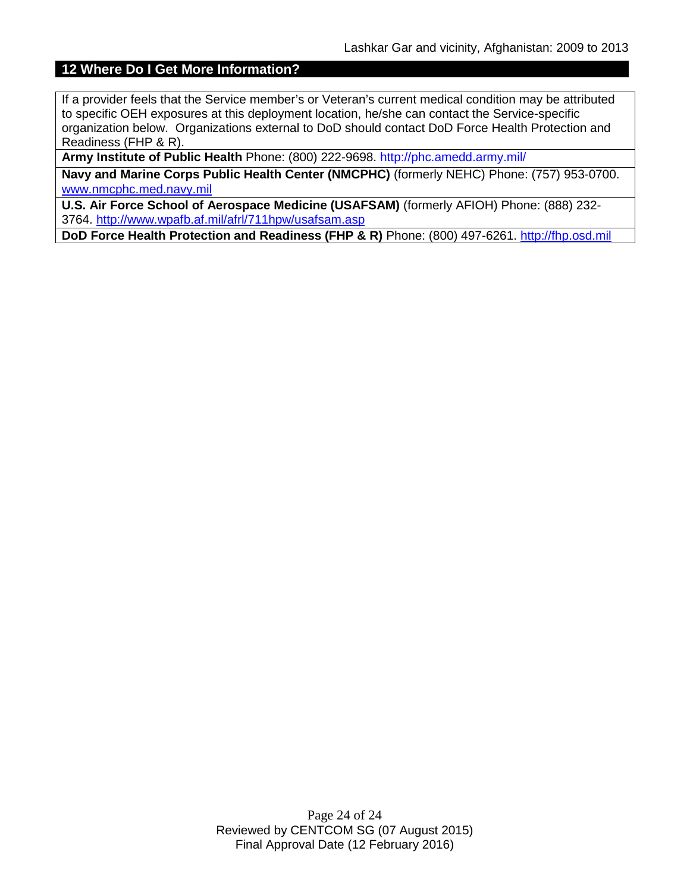## 12 Where Do I Get More Information?

| |
|---|
| If a provider feels that the Service member's or Veteran's current medical condition may be attributed to specific OEH exposures at this deployment location, he/she can contact the Service-specific organization below. Organizations external to DoD should contact DoD Force Health Protection and Readiness (FHP & R). |
| **Army Institute of Public Health** Phone: (800) 222-9698. http://phc.amedd.army.mil/ |
| **Navy and Marine Corps Public Health Center (NMCPHC)** (formerly NEHC) Phone: (757) 953-0700. www.nmcphc.med.navy.mil |
| **U.S. Air Force School of Aerospace Medicine (USAFSAM)** (formerly AFIOH) Phone: (888) 232-3764. http://www.wpafb.af.mil/afrl/711hpw/usafsam.asp |
| **DoD Force Health Protection and Readiness (FHP & R)** Phone: (800) 497-6261. http://fhp.osd.mil |

Reviewed by CENTCOM SG (07 August 2015)
Final Approval Date (12 February 2016)